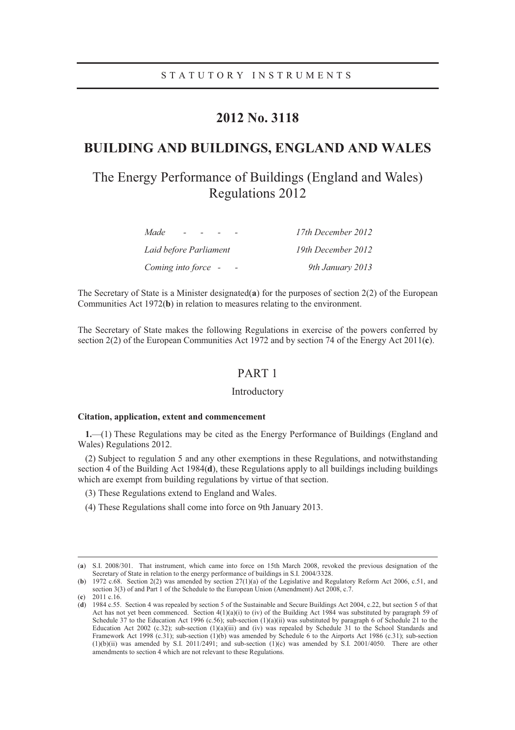STATUTORY INSTRUMENTS

# 2012 No. 3118

## BUILDING AND BUILDINGS, ENGLAND AND WALES

## The Energy Performance of Buildings (England and Wales) Regulations 2012

| | |
|---|---|
| *Made - - - -* | *17th December 2012* |
| *Laid before Parliament* | *19th December 2012* |
| *Coming into force - -* | *9th January 2013* |

The Secretary of State is a Minister designated(**a**) for the purposes of section 2(2) of the European Communities Act 1972(**b**) in relation to measures relating to the environment.

The Secretary of State makes the following Regulations in exercise of the powers conferred by section 2(2) of the European Communities Act 1972 and by section 74 of the Energy Act 2011(**c**).

## PART 1

### Introductory

**Citation, application, extent and commencement**

**1.**—(1) These Regulations may be cited as the Energy Performance of Buildings (England and Wales) Regulations 2012.

(2) Subject to regulation 5 and any other exemptions in these Regulations, and notwithstanding section 4 of the Building Act 1984(**d**), these Regulations apply to all buildings including buildings which are exempt from building regulations by virtue of that section.

(3) These Regulations extend to England and Wales.

(4) These Regulations shall come into force on 9th January 2013.

---

(**a**) S.I. 2008/301. That instrument, which came into force on 15th March 2008, revoked the previous designation of the Secretary of State in relation to the energy performance of buildings in S.I. 2004/3328.

(**b**) 1972 c.68. Section 2(2) was amended by section 27(1)(a) of the Legislative and Regulatory Reform Act 2006, c.51, and section 3(3) of and Part 1 of the Schedule to the European Union (Amendment) Act 2008, c.7.

(**c**) 2011 c.16.

(**d**) 1984 c.55. Section 4 was repealed by section 5 of the Sustainable and Secure Buildings Act 2004, c.22, but section 5 of that Act has not yet been commenced. Section 4(1)(a)(i) to (iv) of the Building Act 1984 was substituted by paragraph 59 of Schedule 37 to the Education Act 1996 (c.56); sub-section (1)(a)(ii) was substituted by paragraph 6 of Schedule 21 to the Education Act 2002 (c.32); sub-section (1)(a)(iii) and (iv) was repealed by Schedule 31 to the School Standards and Framework Act 1998 (c.31); sub-section (1)(b) was amended by Schedule 6 to the Airports Act 1986 (c.31); sub-section (1)(b)(ii) was amended by S.I. 2011/2491; and sub-section (1)(c) was amended by S.I. 2001/4050. There are other amendments to section 4 which are not relevant to these Regulations.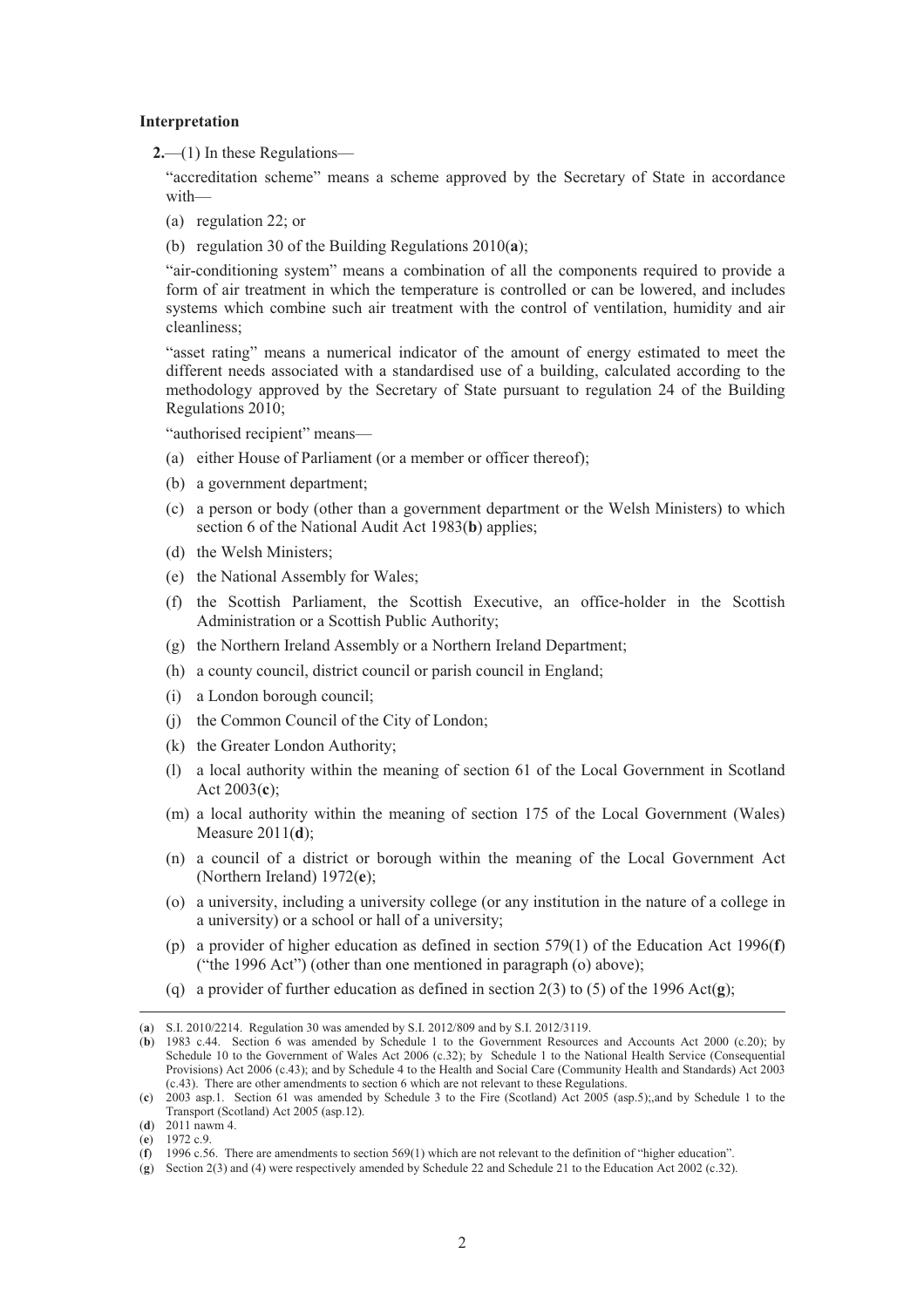**Interpretation**

**2.**—(1) In these Regulations—

"accreditation scheme" means a scheme approved by the Secretary of State in accordance with—

(a) regulation 22; or

(b) regulation 30 of the Building Regulations 2010(**a**);

"air-conditioning system" means a combination of all the components required to provide a form of air treatment in which the temperature is controlled or can be lowered, and includes systems which combine such air treatment with the control of ventilation, humidity and air cleanliness;

"asset rating" means a numerical indicator of the amount of energy estimated to meet the different needs associated with a standardised use of a building, calculated according to the methodology approved by the Secretary of State pursuant to regulation 24 of the Building Regulations 2010;

"authorised recipient" means—

(a) either House of Parliament (or a member or officer thereof);

(b) a government department;

(c) a person or body (other than a government department or the Welsh Ministers) to which section 6 of the National Audit Act 1983(**b**) applies;

(d) the Welsh Ministers;

(e) the National Assembly for Wales;

(f) the Scottish Parliament, the Scottish Executive, an office-holder in the Scottish Administration or a Scottish Public Authority;

(g) the Northern Ireland Assembly or a Northern Ireland Department;

(h) a county council, district council or parish council in England;

(i) a London borough council;

(j) the Common Council of the City of London;

(k) the Greater London Authority;

(l) a local authority within the meaning of section 61 of the Local Government in Scotland Act 2003(**c**);

(m) a local authority within the meaning of section 175 of the Local Government (Wales) Measure 2011(**d**);

(n) a council of a district or borough within the meaning of the Local Government Act (Northern Ireland) 1972(**e**);

(o) a university, including a university college (or any institution in the nature of a college in a university) or a school or hall of a university;

(p) a provider of higher education as defined in section 579(1) of the Education Act 1996(**f**) ("the 1996 Act") (other than one mentioned in paragraph (o) above);

(q) a provider of further education as defined in section 2(3) to (5) of the 1996 Act(**g**);

---

(**a**) S.I. 2010/2214. Regulation 30 was amended by S.I. 2012/809 and by S.I. 2012/3119.

(**b**) 1983 c.44. Section 6 was amended by Schedule 1 to the Government Resources and Accounts Act 2000 (c.20); by Schedule 10 to the Government of Wales Act 2006 (c.32); by Schedule 1 to the National Health Service (Consequential Provisions) Act 2006 (c.43); and by Schedule 4 to the Health and Social Care (Community Health and Standards) Act 2003 (c.43). There are other amendments to section 6 which are not relevant to these Regulations.

(**c**) 2003 asp.1. Section 61 was amended by Schedule 3 to the Fire (Scotland) Act 2005 (asp.5);,and by Schedule 1 to the Transport (Scotland) Act 2005 (asp.12).

(**d**) 2011 nawm 4.

(**e**) 1972 c.9.

(**f**) 1996 c.56. There are amendments to section 569(1) which are not relevant to the definition of "higher education".

(**g**) Section 2(3) and (4) were respectively amended by Schedule 22 and Schedule 21 to the Education Act 2002 (c.32).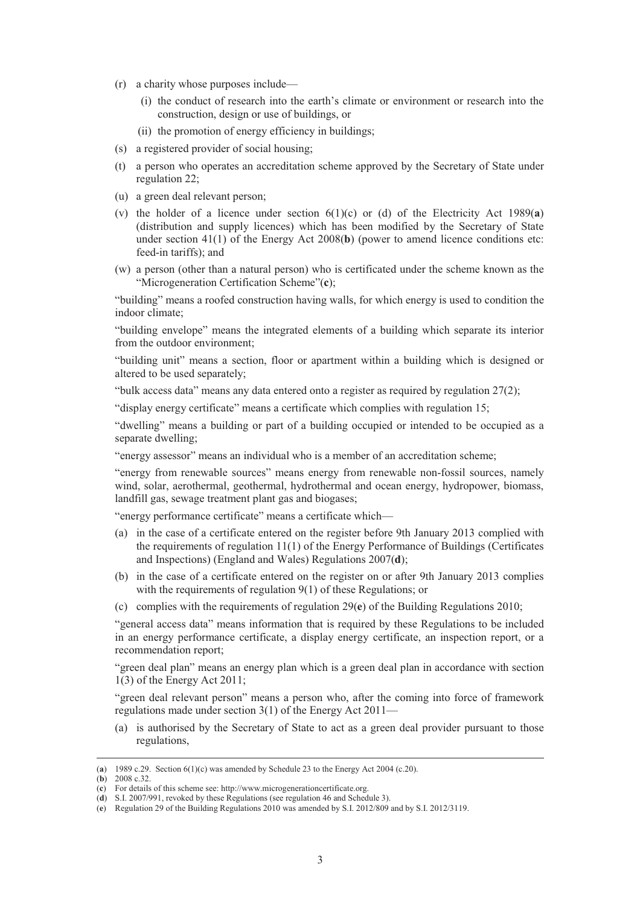- (r) a charity whose purposes include—
  - (i) the conduct of research into the earth's climate or environment or research into the construction, design or use of buildings, or
  - (ii) the promotion of energy efficiency in buildings;
- (s) a registered provider of social housing;
- (t) a person who operates an accreditation scheme approved by the Secretary of State under regulation 22;
- (u) a green deal relevant person;
- (v) the holder of a licence under section 6(1)(c) or (d) of the Electricity Act 1989(**a**) (distribution and supply licences) which has been modified by the Secretary of State under section 41(1) of the Energy Act 2008(**b**) (power to amend licence conditions etc: feed-in tariffs); and
- (w) a person (other than a natural person) who is certificated under the scheme known as the "Microgeneration Certification Scheme"(**c**);

"building" means a roofed construction having walls, for which energy is used to condition the indoor climate;

"building envelope" means the integrated elements of a building which separate its interior from the outdoor environment;

"building unit" means a section, floor or apartment within a building which is designed or altered to be used separately;

"bulk access data" means any data entered onto a register as required by regulation 27(2);

"display energy certificate" means a certificate which complies with regulation 15;

"dwelling" means a building or part of a building occupied or intended to be occupied as a separate dwelling;

"energy assessor" means an individual who is a member of an accreditation scheme;

"energy from renewable sources" means energy from renewable non-fossil sources, namely wind, solar, aerothermal, geothermal, hydrothermal and ocean energy, hydropower, biomass, landfill gas, sewage treatment plant gas and biogases;

"energy performance certificate" means a certificate which—

- (a) in the case of a certificate entered on the register before 9th January 2013 complied with the requirements of regulation 11(1) of the Energy Performance of Buildings (Certificates and Inspections) (England and Wales) Regulations 2007(**d**);
- (b) in the case of a certificate entered on the register on or after 9th January 2013 complies with the requirements of regulation 9(1) of these Regulations; or
- (c) complies with the requirements of regulation 29(**e**) of the Building Regulations 2010;

"general access data" means information that is required by these Regulations to be included in an energy performance certificate, a display energy certificate, an inspection report, or a recommendation report;

"green deal plan" means an energy plan which is a green deal plan in accordance with section 1(3) of the Energy Act 2011;

"green deal relevant person" means a person who, after the coming into force of framework regulations made under section 3(1) of the Energy Act 2011—

- (a) is authorised by the Secretary of State to act as a green deal provider pursuant to those regulations,

---

(**a**) 1989 c.29. Section 6(1)(c) was amended by Schedule 23 to the Energy Act 2004 (c.20).
(**b**) 2008 c.32.
(**c**) For details of this scheme see: http://www.microgenerationcertificate.org.
(**d**) S.I. 2007/991, revoked by these Regulations (see regulation 46 and Schedule 3).
(**e**) Regulation 29 of the Building Regulations 2010 was amended by S.I. 2012/809 and by S.I. 2012/3119.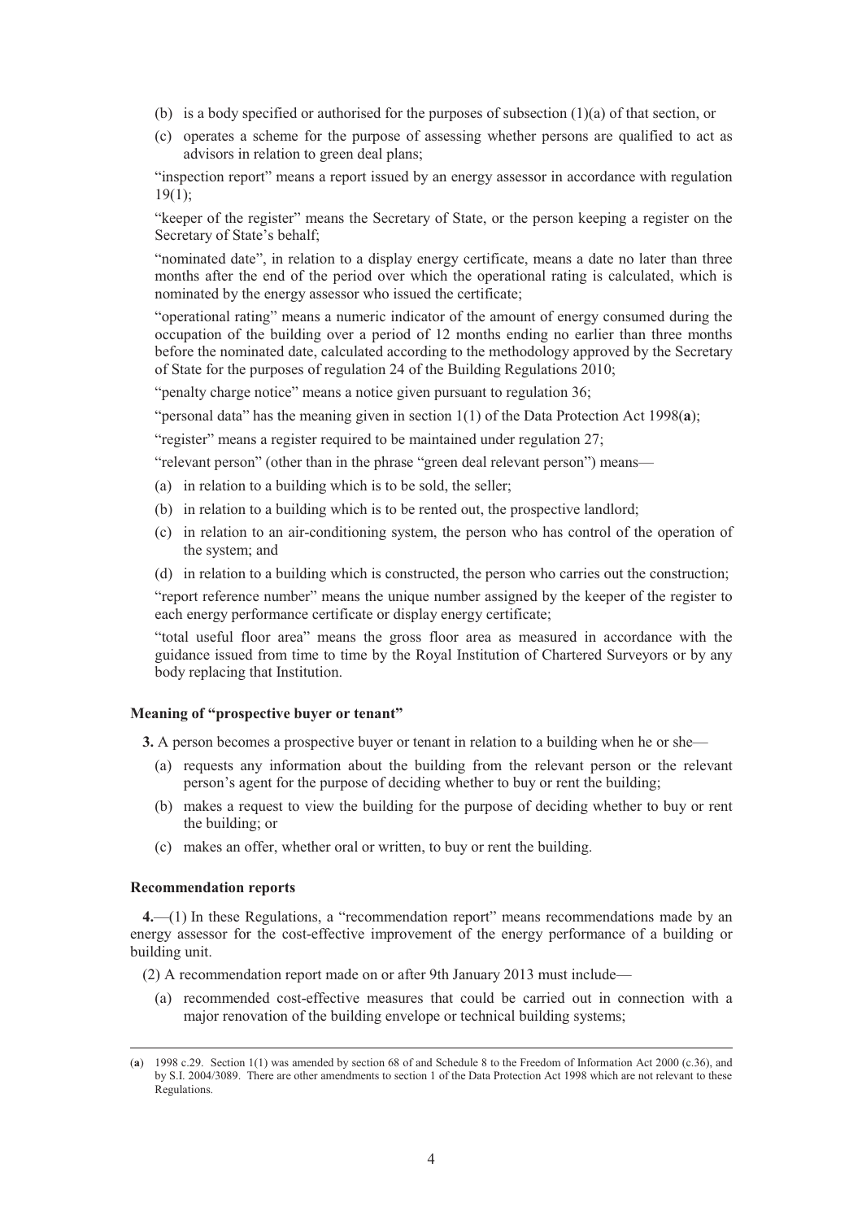(b) is a body specified or authorised for the purposes of subsection (1)(a) of that section, or

(c) operates a scheme for the purpose of assessing whether persons are qualified to act as advisors in relation to green deal plans;

"inspection report" means a report issued by an energy assessor in accordance with regulation 19(1);

"keeper of the register" means the Secretary of State, or the person keeping a register on the Secretary of State's behalf;

"nominated date", in relation to a display energy certificate, means a date no later than three months after the end of the period over which the operational rating is calculated, which is nominated by the energy assessor who issued the certificate;

"operational rating" means a numeric indicator of the amount of energy consumed during the occupation of the building over a period of 12 months ending no earlier than three months before the nominated date, calculated according to the methodology approved by the Secretary of State for the purposes of regulation 24 of the Building Regulations 2010;

"penalty charge notice" means a notice given pursuant to regulation 36;

"personal data" has the meaning given in section 1(1) of the Data Protection Act 1998(**a**);

"register" means a register required to be maintained under regulation 27;

"relevant person" (other than in the phrase "green deal relevant person") means—

(a) in relation to a building which is to be sold, the seller;

(b) in relation to a building which is to be rented out, the prospective landlord;

(c) in relation to an air-conditioning system, the person who has control of the operation of the system; and

(d) in relation to a building which is constructed, the person who carries out the construction;

"report reference number" means the unique number assigned by the keeper of the register to each energy performance certificate or display energy certificate;

"total useful floor area" means the gross floor area as measured in accordance with the guidance issued from time to time by the Royal Institution of Chartered Surveyors or by any body replacing that Institution.

#### Meaning of "prospective buyer or tenant"

**3.** A person becomes a prospective buyer or tenant in relation to a building when he or she—

(a) requests any information about the building from the relevant person or the relevant person's agent for the purpose of deciding whether to buy or rent the building;

(b) makes a request to view the building for the purpose of deciding whether to buy or rent the building; or

(c) makes an offer, whether oral or written, to buy or rent the building.

#### Recommendation reports

**4.**—(1) In these Regulations, a "recommendation report" means recommendations made by an energy assessor for the cost-effective improvement of the energy performance of a building or building unit.

(2) A recommendation report made on or after 9th January 2013 must include—

(a) recommended cost-effective measures that could be carried out in connection with a major renovation of the building envelope or technical building systems;

---

(**a**) 1998 c.29. Section 1(1) was amended by section 68 of and Schedule 8 to the Freedom of Information Act 2000 (c.36), and by S.I. 2004/3089. There are other amendments to section 1 of the Data Protection Act 1998 which are not relevant to these Regulations.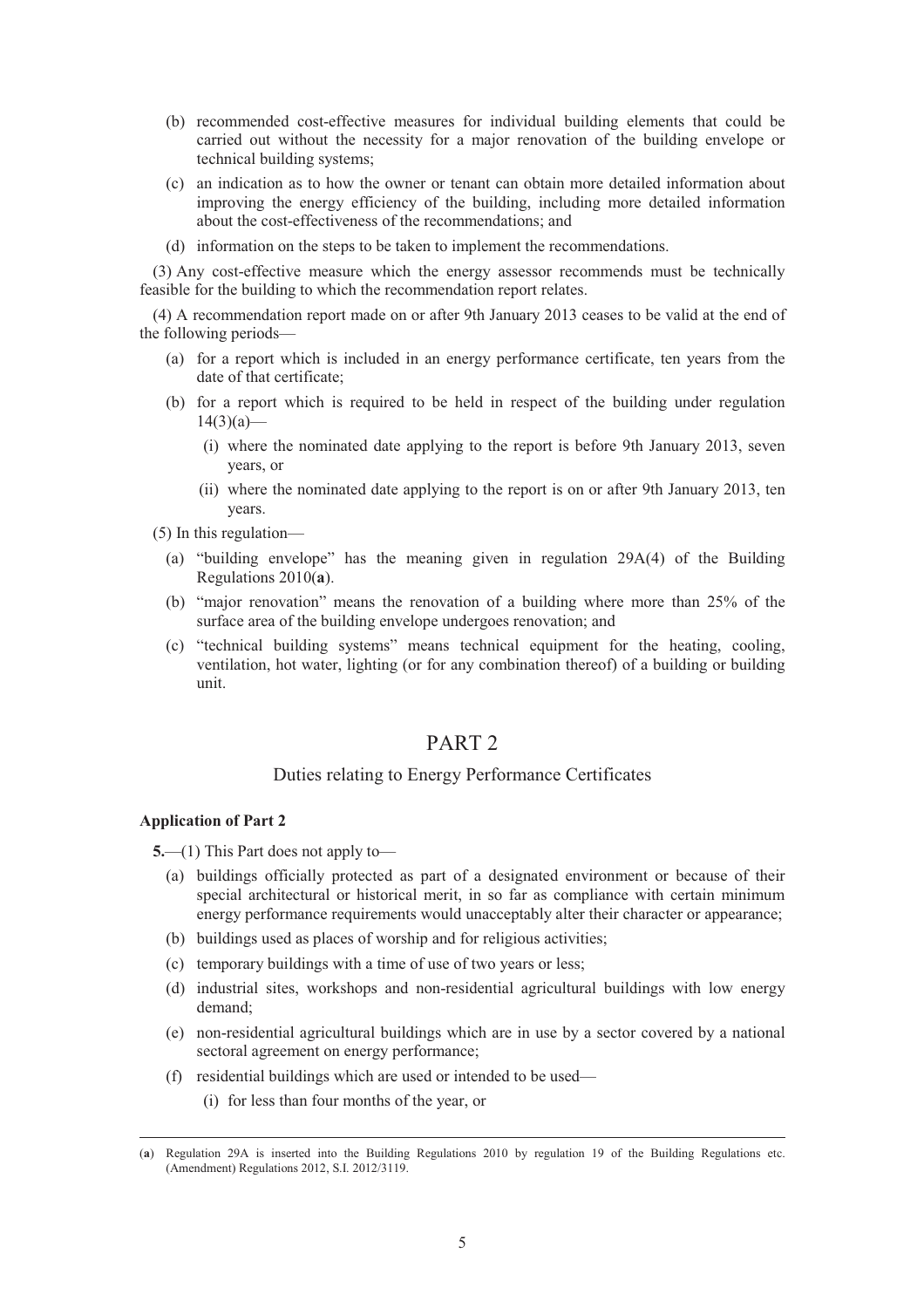(b) recommended cost-effective measures for individual building elements that could be carried out without the necessity for a major renovation of the building envelope or technical building systems;

(c) an indication as to how the owner or tenant can obtain more detailed information about improving the energy efficiency of the building, including more detailed information about the cost-effectiveness of the recommendations; and

(d) information on the steps to be taken to implement the recommendations.

(3) Any cost-effective measure which the energy assessor recommends must be technically feasible for the building to which the recommendation report relates.

(4) A recommendation report made on or after 9th January 2013 ceases to be valid at the end of the following periods—

(a) for a report which is included in an energy performance certificate, ten years from the date of that certificate;

(b) for a report which is required to be held in respect of the building under regulation 14(3)(a)—

(i) where the nominated date applying to the report is before 9th January 2013, seven years, or

(ii) where the nominated date applying to the report is on or after 9th January 2013, ten years.

(5) In this regulation—

(a) "building envelope" has the meaning given in regulation 29A(4) of the Building Regulations 2010(**a**).

(b) "major renovation" means the renovation of a building where more than 25% of the surface area of the building envelope undergoes renovation; and

(c) "technical building systems" means technical equipment for the heating, cooling, ventilation, hot water, lighting (or for any combination thereof) of a building or building unit.

## PART 2

### Duties relating to Energy Performance Certificates

**Application of Part 2**

**5.**—(1) This Part does not apply to—

(a) buildings officially protected as part of a designated environment or because of their special architectural or historical merit, in so far as compliance with certain minimum energy performance requirements would unacceptably alter their character or appearance;

(b) buildings used as places of worship and for religious activities;

(c) temporary buildings with a time of use of two years or less;

(d) industrial sites, workshops and non-residential agricultural buildings with low energy demand;

(e) non-residential agricultural buildings which are in use by a sector covered by a national sectoral agreement on energy performance;

(f) residential buildings which are used or intended to be used—

(i) for less than four months of the year, or

---

(**a**) Regulation 29A is inserted into the Building Regulations 2010 by regulation 19 of the Building Regulations etc. (Amendment) Regulations 2012, S.I. 2012/3119.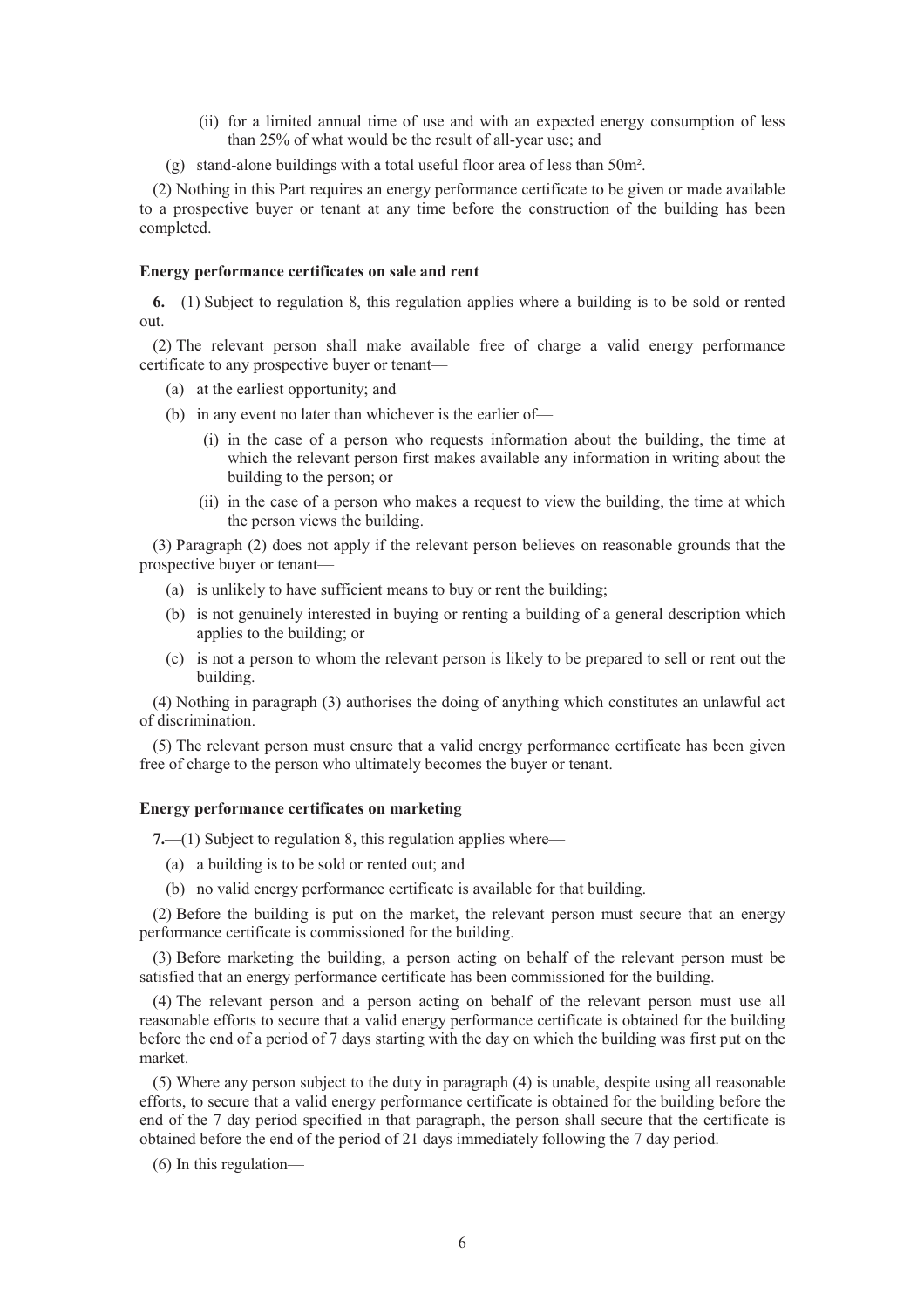(ii) for a limited annual time of use and with an expected energy consumption of less than 25% of what would be the result of all-year use; and

(g) stand-alone buildings with a total useful floor area of less than 50m².

(2) Nothing in this Part requires an energy performance certificate to be given or made available to a prospective buyer or tenant at any time before the construction of the building has been completed.

**Energy performance certificates on sale and rent**

**6.**—(1) Subject to regulation 8, this regulation applies where a building is to be sold or rented out.

(2) The relevant person shall make available free of charge a valid energy performance certificate to any prospective buyer or tenant—

(a) at the earliest opportunity; and

(b) in any event no later than whichever is the earlier of—

(i) in the case of a person who requests information about the building, the time at which the relevant person first makes available any information in writing about the building to the person; or

(ii) in the case of a person who makes a request to view the building, the time at which the person views the building.

(3) Paragraph (2) does not apply if the relevant person believes on reasonable grounds that the prospective buyer or tenant—

(a) is unlikely to have sufficient means to buy or rent the building;

(b) is not genuinely interested in buying or renting a building of a general description which applies to the building; or

(c) is not a person to whom the relevant person is likely to be prepared to sell or rent out the building.

(4) Nothing in paragraph (3) authorises the doing of anything which constitutes an unlawful act of discrimination.

(5) The relevant person must ensure that a valid energy performance certificate has been given free of charge to the person who ultimately becomes the buyer or tenant.

**Energy performance certificates on marketing**

**7.**—(1) Subject to regulation 8, this regulation applies where—

(a) a building is to be sold or rented out; and

(b) no valid energy performance certificate is available for that building.

(2) Before the building is put on the market, the relevant person must secure that an energy performance certificate is commissioned for the building.

(3) Before marketing the building, a person acting on behalf of the relevant person must be satisfied that an energy performance certificate has been commissioned for the building.

(4) The relevant person and a person acting on behalf of the relevant person must use all reasonable efforts to secure that a valid energy performance certificate is obtained for the building before the end of a period of 7 days starting with the day on which the building was first put on the market.

(5) Where any person subject to the duty in paragraph (4) is unable, despite using all reasonable efforts, to secure that a valid energy performance certificate is obtained for the building before the end of the 7 day period specified in that paragraph, the person shall secure that the certificate is obtained before the end of the period of 21 days immediately following the 7 day period.

(6) In this regulation—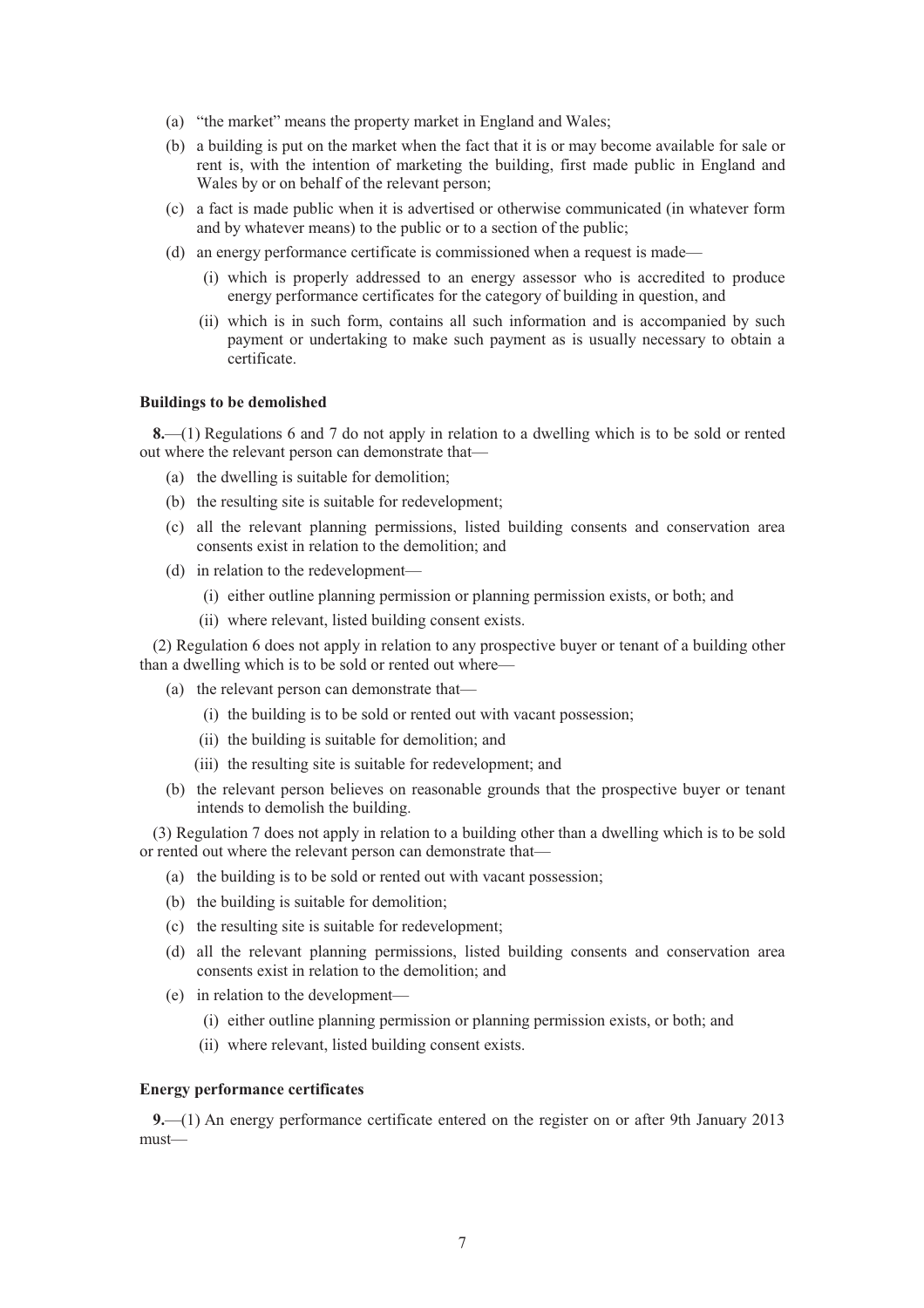(a) "the market" means the property market in England and Wales;

(b) a building is put on the market when the fact that it is or may become available for sale or rent is, with the intention of marketing the building, first made public in England and Wales by or on behalf of the relevant person;

(c) a fact is made public when it is advertised or otherwise communicated (in whatever form and by whatever means) to the public or to a section of the public;

(d) an energy performance certificate is commissioned when a request is made—

(i) which is properly addressed to an energy assessor who is accredited to produce energy performance certificates for the category of building in question, and

(ii) which is in such form, contains all such information and is accompanied by such payment or undertaking to make such payment as is usually necessary to obtain a certificate.

**Buildings to be demolished**

**8.**—(1) Regulations 6 and 7 do not apply in relation to a dwelling which is to be sold or rented out where the relevant person can demonstrate that—

(a) the dwelling is suitable for demolition;

(b) the resulting site is suitable for redevelopment;

(c) all the relevant planning permissions, listed building consents and conservation area consents exist in relation to the demolition; and

(d) in relation to the redevelopment—

(i) either outline planning permission or planning permission exists, or both; and

(ii) where relevant, listed building consent exists.

(2) Regulation 6 does not apply in relation to any prospective buyer or tenant of a building other than a dwelling which is to be sold or rented out where—

(a) the relevant person can demonstrate that—

(i) the building is to be sold or rented out with vacant possession;

(ii) the building is suitable for demolition; and

(iii) the resulting site is suitable for redevelopment; and

(b) the relevant person believes on reasonable grounds that the prospective buyer or tenant intends to demolish the building.

(3) Regulation 7 does not apply in relation to a building other than a dwelling which is to be sold or rented out where the relevant person can demonstrate that—

(a) the building is to be sold or rented out with vacant possession;

(b) the building is suitable for demolition;

(c) the resulting site is suitable for redevelopment;

(d) all the relevant planning permissions, listed building consents and conservation area consents exist in relation to the demolition; and

(e) in relation to the development—

(i) either outline planning permission or planning permission exists, or both; and

(ii) where relevant, listed building consent exists.

**Energy performance certificates**

**9.**—(1) An energy performance certificate entered on the register on or after 9th January 2013 must—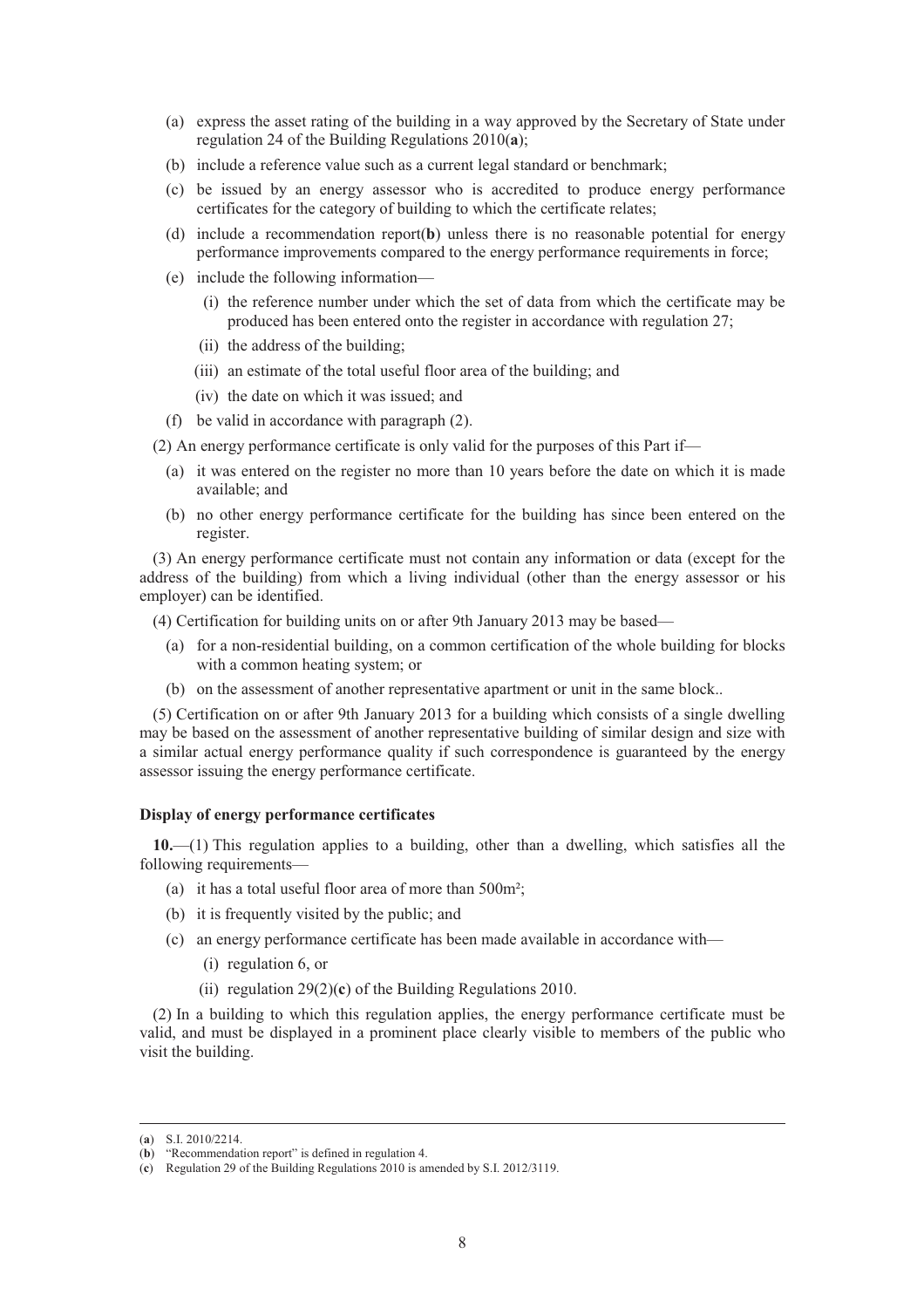(a) express the asset rating of the building in a way approved by the Secretary of State under regulation 24 of the Building Regulations 2010(**a**);

(b) include a reference value such as a current legal standard or benchmark;

(c) be issued by an energy assessor who is accredited to produce energy performance certificates for the category of building to which the certificate relates;

(d) include a recommendation report(**b**) unless there is no reasonable potential for energy performance improvements compared to the energy performance requirements in force;

(e) include the following information—

(i) the reference number under which the set of data from which the certificate may be produced has been entered onto the register in accordance with regulation 27;

(ii) the address of the building;

(iii) an estimate of the total useful floor area of the building; and

(iv) the date on which it was issued; and

(f) be valid in accordance with paragraph (2).

(2) An energy performance certificate is only valid for the purposes of this Part if—

(a) it was entered on the register no more than 10 years before the date on which it is made available; and

(b) no other energy performance certificate for the building has since been entered on the register.

(3) An energy performance certificate must not contain any information or data (except for the address of the building) from which a living individual (other than the energy assessor or his employer) can be identified.

(4) Certification for building units on or after 9th January 2013 may be based—

(a) for a non-residential building, on a common certification of the whole building for blocks with a common heating system; or

(b) on the assessment of another representative apartment or unit in the same block..

(5) Certification on or after 9th January 2013 for a building which consists of a single dwelling may be based on the assessment of another representative building of similar design and size with a similar actual energy performance quality if such correspondence is guaranteed by the energy assessor issuing the energy performance certificate.

**Display of energy performance certificates**

**10.**—(1) This regulation applies to a building, other than a dwelling, which satisfies all the following requirements—

(a) it has a total useful floor area of more than 500m²;

(b) it is frequently visited by the public; and

(c) an energy performance certificate has been made available in accordance with—

(i) regulation 6, or

(ii) regulation 29(2)(**c**) of the Building Regulations 2010.

(2) In a building to which this regulation applies, the energy performance certificate must be valid, and must be displayed in a prominent place clearly visible to members of the public who visit the building.

---

(**a**) S.I. 2010/2214.

(**b**) "Recommendation report" is defined in regulation 4.

(**c**) Regulation 29 of the Building Regulations 2010 is amended by S.I. 2012/3119.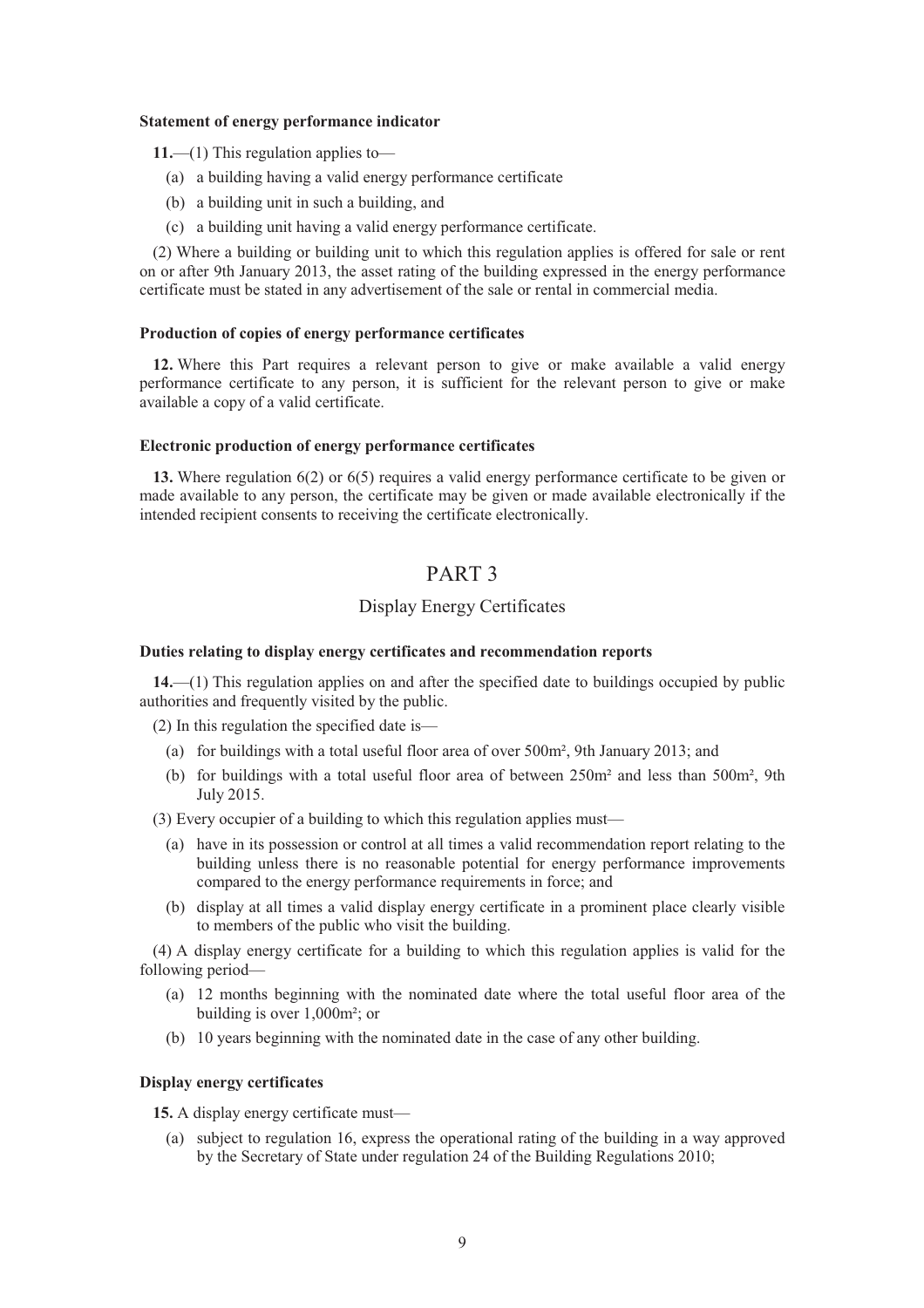**Statement of energy performance indicator**

**11.**—(1) This regulation applies to—

- (a) a building having a valid energy performance certificate
- (b) a building unit in such a building, and
- (c) a building unit having a valid energy performance certificate.

(2) Where a building or building unit to which this regulation applies is offered for sale or rent on or after 9th January 2013, the asset rating of the building expressed in the energy performance certificate must be stated in any advertisement of the sale or rental in commercial media.

**Production of copies of energy performance certificates**

**12.** Where this Part requires a relevant person to give or make available a valid energy performance certificate to any person, it is sufficient for the relevant person to give or make available a copy of a valid certificate.

**Electronic production of energy performance certificates**

**13.** Where regulation 6(2) or 6(5) requires a valid energy performance certificate to be given or made available to any person, the certificate may be given or made available electronically if the intended recipient consents to receiving the certificate electronically.

# PART 3

## Display Energy Certificates

**Duties relating to display energy certificates and recommendation reports**

**14.**—(1) This regulation applies on and after the specified date to buildings occupied by public authorities and frequently visited by the public.

(2) In this regulation the specified date is—

- (a) for buildings with a total useful floor area of over 500m², 9th January 2013; and
- (b) for buildings with a total useful floor area of between 250m² and less than 500m², 9th July 2015.

(3) Every occupier of a building to which this regulation applies must—

- (a) have in its possession or control at all times a valid recommendation report relating to the building unless there is no reasonable potential for energy performance improvements compared to the energy performance requirements in force; and
- (b) display at all times a valid display energy certificate in a prominent place clearly visible to members of the public who visit the building.

(4) A display energy certificate for a building to which this regulation applies is valid for the following period—

- (a) 12 months beginning with the nominated date where the total useful floor area of the building is over 1,000m²; or
- (b) 10 years beginning with the nominated date in the case of any other building.

**Display energy certificates**

**15.** A display energy certificate must—

- (a) subject to regulation 16, express the operational rating of the building in a way approved by the Secretary of State under regulation 24 of the Building Regulations 2010;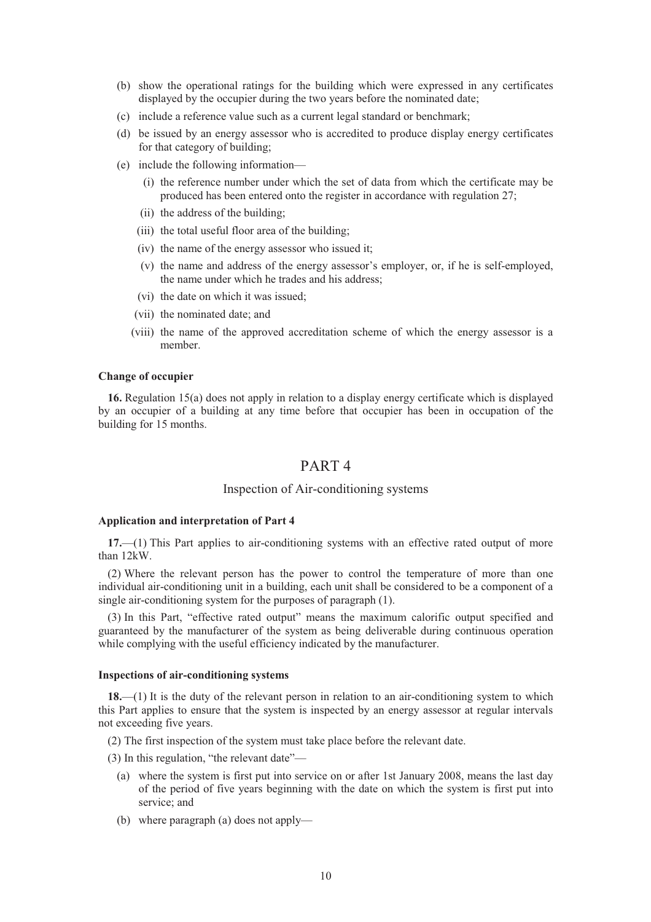(b) show the operational ratings for the building which were expressed in any certificates displayed by the occupier during the two years before the nominated date;

(c) include a reference value such as a current legal standard or benchmark;

(d) be issued by an energy assessor who is accredited to produce display energy certificates for that category of building;

(e) include the following information—

  (i) the reference number under which the set of data from which the certificate may be produced has been entered onto the register in accordance with regulation 27;

  (ii) the address of the building;

  (iii) the total useful floor area of the building;

  (iv) the name of the energy assessor who issued it;

  (v) the name and address of the energy assessor's employer, or, if he is self-employed, the name under which he trades and his address;

  (vi) the date on which it was issued;

  (vii) the nominated date; and

  (viii) the name of the approved accreditation scheme of which the energy assessor is a member.

**Change of occupier**

**16.** Regulation 15(a) does not apply in relation to a display energy certificate which is displayed by an occupier of a building at any time before that occupier has been in occupation of the building for 15 months.

# PART 4

## Inspection of Air-conditioning systems

**Application and interpretation of Part 4**

**17.**—(1) This Part applies to air-conditioning systems with an effective rated output of more than 12kW.

(2) Where the relevant person has the power to control the temperature of more than one individual air-conditioning unit in a building, each unit shall be considered to be a component of a single air-conditioning system for the purposes of paragraph (1).

(3) In this Part, "effective rated output" means the maximum calorific output specified and guaranteed by the manufacturer of the system as being deliverable during continuous operation while complying with the useful efficiency indicated by the manufacturer.

**Inspections of air-conditioning systems**

**18.**—(1) It is the duty of the relevant person in relation to an air-conditioning system to which this Part applies to ensure that the system is inspected by an energy assessor at regular intervals not exceeding five years.

(2) The first inspection of the system must take place before the relevant date.

(3) In this regulation, "the relevant date"—

(a) where the system is first put into service on or after 1st January 2008, means the last day of the period of five years beginning with the date on which the system is first put into service; and

(b) where paragraph (a) does not apply—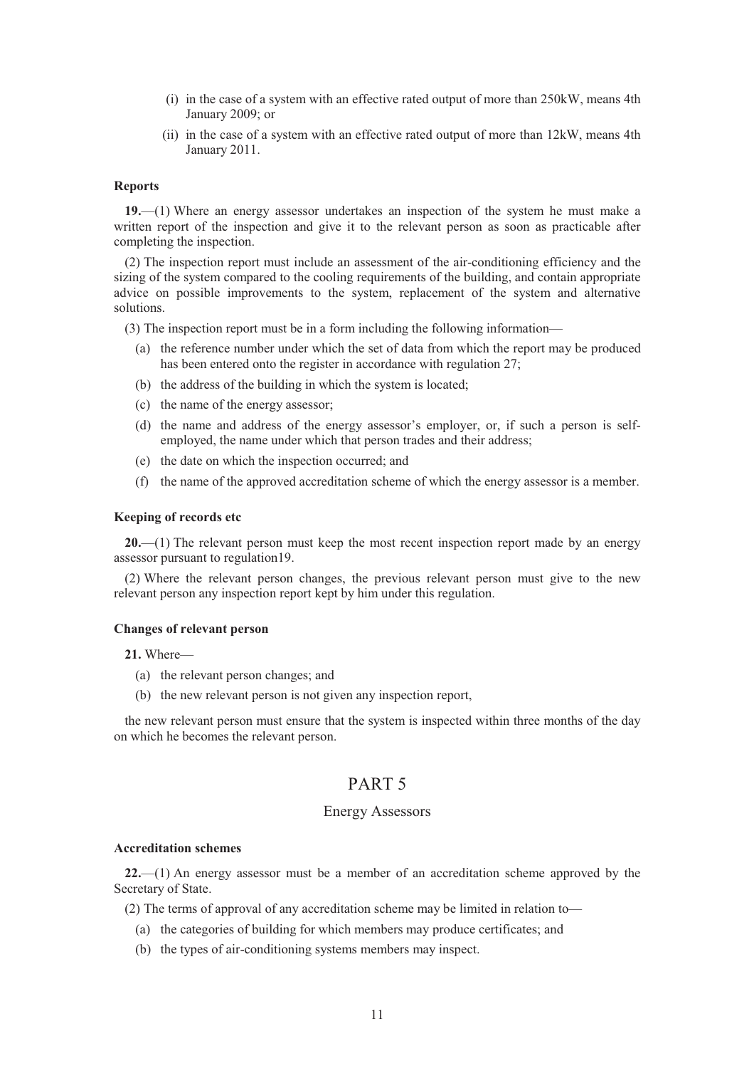(i) in the case of a system with an effective rated output of more than 250kW, means 4th January 2009; or

(ii) in the case of a system with an effective rated output of more than 12kW, means 4th January 2011.

**Reports**

**19.**—(1) Where an energy assessor undertakes an inspection of the system he must make a written report of the inspection and give it to the relevant person as soon as practicable after completing the inspection.

(2) The inspection report must include an assessment of the air-conditioning efficiency and the sizing of the system compared to the cooling requirements of the building, and contain appropriate advice on possible improvements to the system, replacement of the system and alternative solutions.

(3) The inspection report must be in a form including the following information—

(a) the reference number under which the set of data from which the report may be produced has been entered onto the register in accordance with regulation 27;

(b) the address of the building in which the system is located;

(c) the name of the energy assessor;

(d) the name and address of the energy assessor's employer, or, if such a person is self-employed, the name under which that person trades and their address;

(e) the date on which the inspection occurred; and

(f) the name of the approved accreditation scheme of which the energy assessor is a member.

**Keeping of records etc**

**20.**—(1) The relevant person must keep the most recent inspection report made by an energy assessor pursuant to regulation19.

(2) Where the relevant person changes, the previous relevant person must give to the new relevant person any inspection report kept by him under this regulation.

**Changes of relevant person**

**21.** Where—

(a) the relevant person changes; and

(b) the new relevant person is not given any inspection report,

the new relevant person must ensure that the system is inspected within three months of the day on which he becomes the relevant person.

# PART 5

## Energy Assessors

**Accreditation schemes**

**22.**—(1) An energy assessor must be a member of an accreditation scheme approved by the Secretary of State.

(2) The terms of approval of any accreditation scheme may be limited in relation to—

(a) the categories of building for which members may produce certificates; and

(b) the types of air-conditioning systems members may inspect.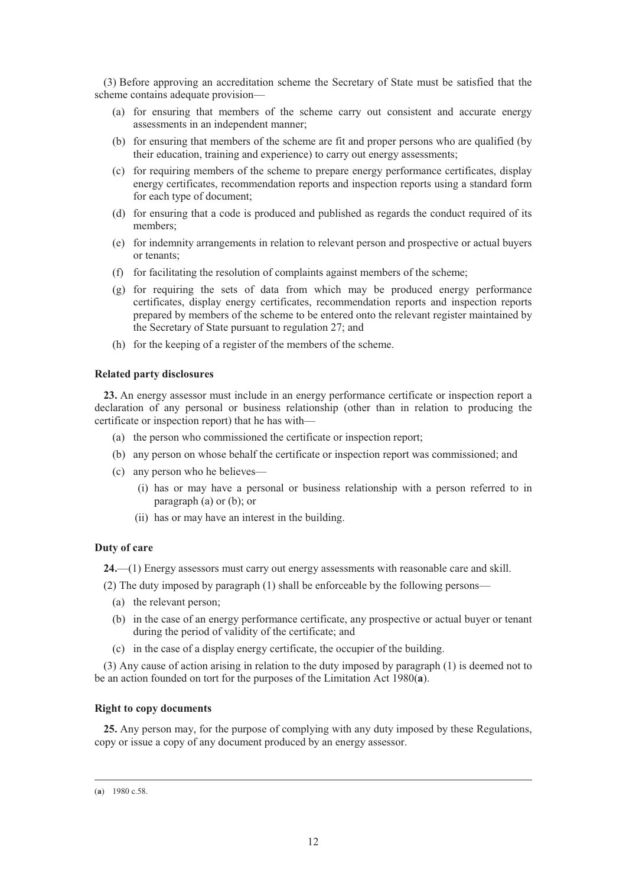(3) Before approving an accreditation scheme the Secretary of State must be satisfied that the scheme contains adequate provision—

(a) for ensuring that members of the scheme carry out consistent and accurate energy assessments in an independent manner;

(b) for ensuring that members of the scheme are fit and proper persons who are qualified (by their education, training and experience) to carry out energy assessments;

(c) for requiring members of the scheme to prepare energy performance certificates, display energy certificates, recommendation reports and inspection reports using a standard form for each type of document;

(d) for ensuring that a code is produced and published as regards the conduct required of its members;

(e) for indemnity arrangements in relation to relevant person and prospective or actual buyers or tenants;

(f) for facilitating the resolution of complaints against members of the scheme;

(g) for requiring the sets of data from which may be produced energy performance certificates, display energy certificates, recommendation reports and inspection reports prepared by members of the scheme to be entered onto the relevant register maintained by the Secretary of State pursuant to regulation 27; and

(h) for the keeping of a register of the members of the scheme.

**Related party disclosures**

**23.** An energy assessor must include in an energy performance certificate or inspection report a declaration of any personal or business relationship (other than in relation to producing the certificate or inspection report) that he has with—

(a) the person who commissioned the certificate or inspection report;

(b) any person on whose behalf the certificate or inspection report was commissioned; and

(c) any person who he believes—

(i) has or may have a personal or business relationship with a person referred to in paragraph (a) or (b); or

(ii) has or may have an interest in the building.

**Duty of care**

**24.**—(1) Energy assessors must carry out energy assessments with reasonable care and skill.

(2) The duty imposed by paragraph (1) shall be enforceable by the following persons—

(a) the relevant person;

(b) in the case of an energy performance certificate, any prospective or actual buyer or tenant during the period of validity of the certificate; and

(c) in the case of a display energy certificate, the occupier of the building.

(3) Any cause of action arising in relation to the duty imposed by paragraph (1) is deemed not to be an action founded on tort for the purposes of the Limitation Act 1980(**a**).

**Right to copy documents**

**25.** Any person may, for the purpose of complying with any duty imposed by these Regulations, copy or issue a copy of any document produced by an energy assessor.

---

(**a**) 1980 c.58.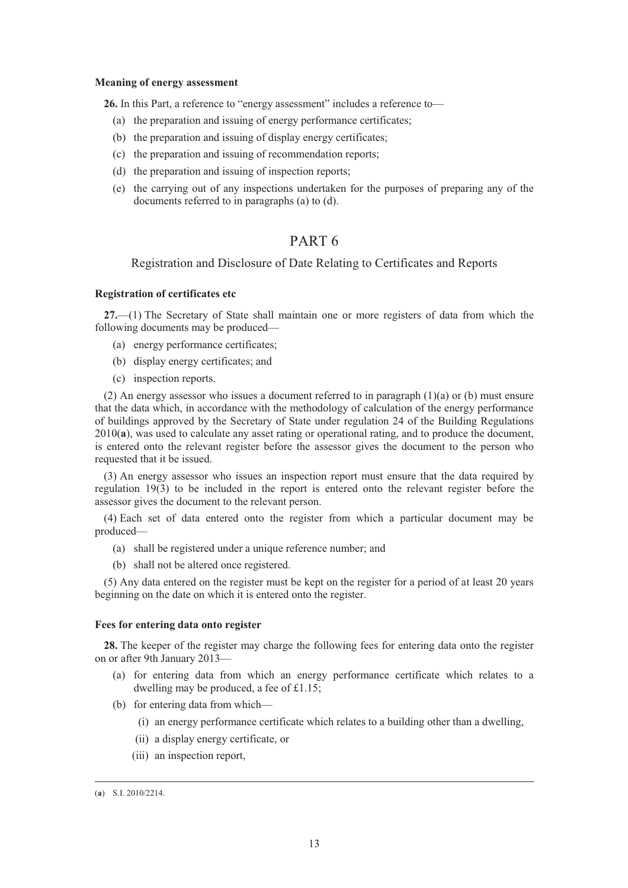**Meaning of energy assessment**

**26.** In this Part, a reference to "energy assessment" includes a reference to—

(a) the preparation and issuing of energy performance certificates;

(b) the preparation and issuing of display energy certificates;

(c) the preparation and issuing of recommendation reports;

(d) the preparation and issuing of inspection reports;

(e) the carrying out of any inspections undertaken for the purposes of preparing any of the documents referred to in paragraphs (a) to (d).

# PART 6

## Registration and Disclosure of Date Relating to Certificates and Reports

**Registration of certificates etc**

**27.**—(1) The Secretary of State shall maintain one or more registers of data from which the following documents may be produced—

(a) energy performance certificates;

(b) display energy certificates; and

(c) inspection reports.

(2) An energy assessor who issues a document referred to in paragraph (1)(a) or (b) must ensure that the data which, in accordance with the methodology of calculation of the energy performance of buildings approved by the Secretary of State under regulation 24 of the Building Regulations 2010(**a**), was used to calculate any asset rating or operational rating, and to produce the document, is entered onto the relevant register before the assessor gives the document to the person who requested that it be issued.

(3) An energy assessor who issues an inspection report must ensure that the data required by regulation 19(3) to be included in the report is entered onto the relevant register before the assessor gives the document to the relevant person.

(4) Each set of data entered onto the register from which a particular document may be produced—

(a) shall be registered under a unique reference number; and

(b) shall not be altered once registered.

(5) Any data entered on the register must be kept on the register for a period of at least 20 years beginning on the date on which it is entered onto the register.

**Fees for entering data onto register**

**28.** The keeper of the register may charge the following fees for entering data onto the register on or after 9th January 2013—

(a) for entering data from which an energy performance certificate which relates to a dwelling may be produced, a fee of £1.15;

(b) for entering data from which—

(i) an energy performance certificate which relates to a building other than a dwelling,

(ii) a display energy certificate, or

(iii) an inspection report,

---

(**a**) S.I. 2010/2214.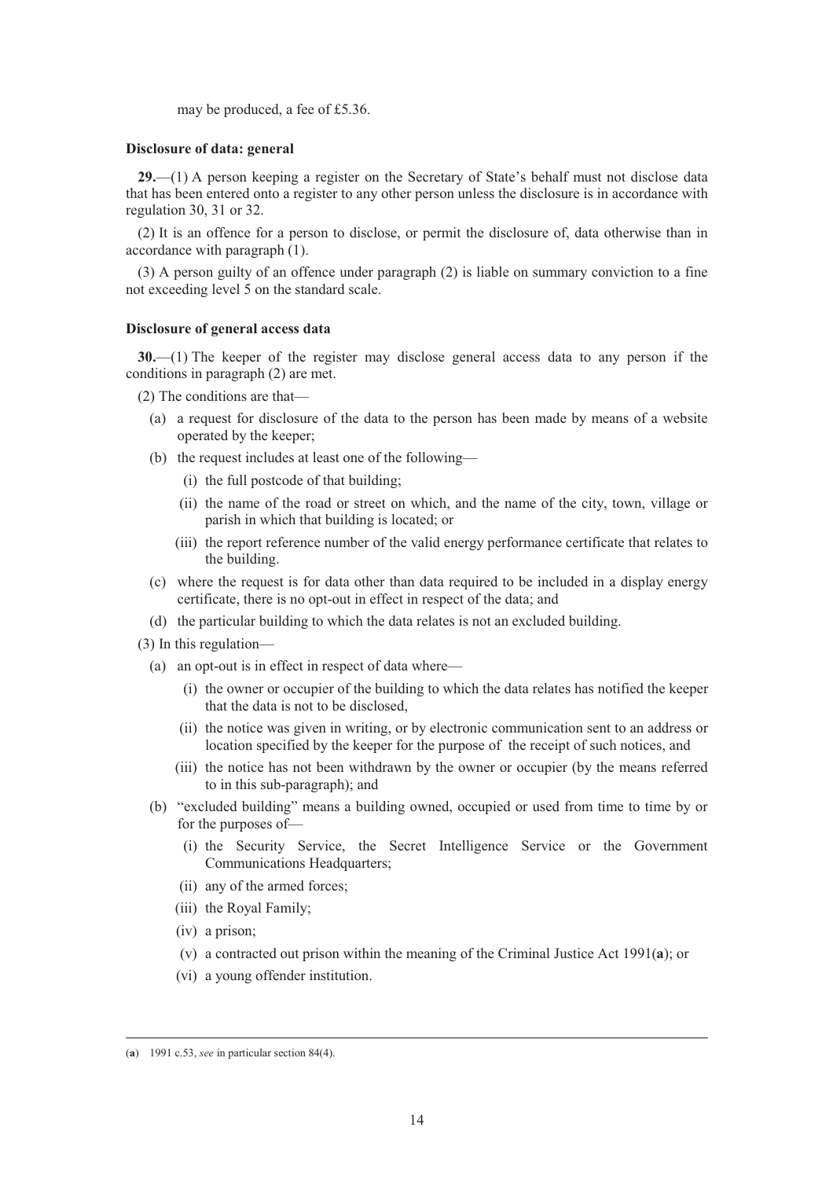may be produced, a fee of £5.36.

**Disclosure of data: general**

**29.**—(1) A person keeping a register on the Secretary of State's behalf must not disclose data that has been entered onto a register to any other person unless the disclosure is in accordance with regulation 30, 31 or 32.

(2) It is an offence for a person to disclose, or permit the disclosure of, data otherwise than in accordance with paragraph (1).

(3) A person guilty of an offence under paragraph (2) is liable on summary conviction to a fine not exceeding level 5 on the standard scale.

**Disclosure of general access data**

**30.**—(1) The keeper of the register may disclose general access data to any person if the conditions in paragraph (2) are met.

(2) The conditions are that—

- (a) a request for disclosure of the data to the person has been made by means of a website operated by the keeper;
- (b) the request includes at least one of the following—
  - (i) the full postcode of that building;
  - (ii) the name of the road or street on which, and the name of the city, town, village or parish in which that building is located; or
  - (iii) the report reference number of the valid energy performance certificate that relates to the building.
- (c) where the request is for data other than data required to be included in a display energy certificate, there is no opt-out in effect in respect of the data; and
- (d) the particular building to which the data relates is not an excluded building.

(3) In this regulation—

- (a) an opt-out is in effect in respect of data where—
  - (i) the owner or occupier of the building to which the data relates has notified the keeper that the data is not to be disclosed,
  - (ii) the notice was given in writing, or by electronic communication sent to an address or location specified by the keeper for the purpose of the receipt of such notices, and
  - (iii) the notice has not been withdrawn by the owner or occupier (by the means referred to in this sub-paragraph); and
- (b) "excluded building" means a building owned, occupied or used from time to time by or for the purposes of—
  - (i) the Security Service, the Secret Intelligence Service or the Government Communications Headquarters;
  - (ii) any of the armed forces;
  - (iii) the Royal Family;
  - (iv) a prison;
  - (v) a contracted out prison within the meaning of the Criminal Justice Act 1991(**a**); or
  - (vi) a young offender institution.

---

(**a**) 1991 c.53, *see* in particular section 84(4).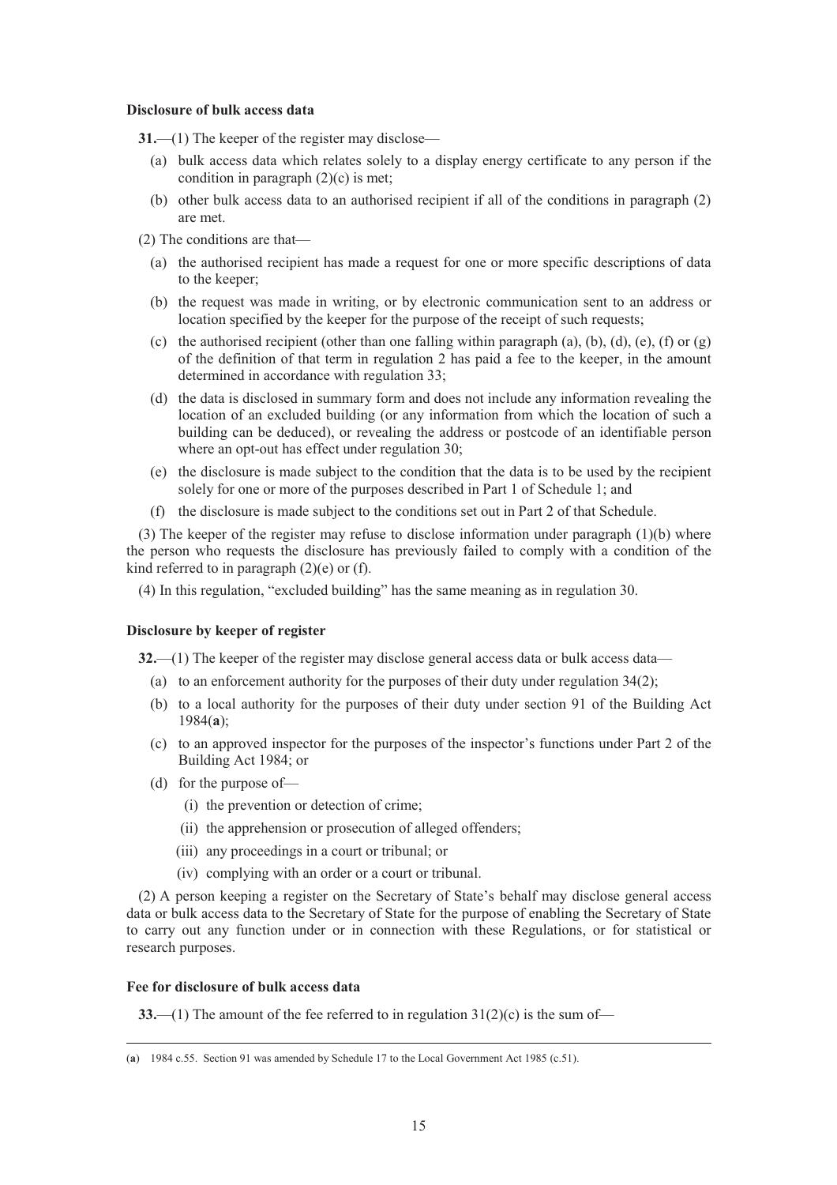**Disclosure of bulk access data**

**31.**—(1) The keeper of the register may disclose—

(a) bulk access data which relates solely to a display energy certificate to any person if the condition in paragraph (2)(c) is met;

(b) other bulk access data to an authorised recipient if all of the conditions in paragraph (2) are met.

(2) The conditions are that—

(a) the authorised recipient has made a request for one or more specific descriptions of data to the keeper;

(b) the request was made in writing, or by electronic communication sent to an address or location specified by the keeper for the purpose of the receipt of such requests;

(c) the authorised recipient (other than one falling within paragraph (a), (b), (d), (e), (f) or (g) of the definition of that term in regulation 2 has paid a fee to the keeper, in the amount determined in accordance with regulation 33;

(d) the data is disclosed in summary form and does not include any information revealing the location of an excluded building (or any information from which the location of such a building can be deduced), or revealing the address or postcode of an identifiable person where an opt-out has effect under regulation 30;

(e) the disclosure is made subject to the condition that the data is to be used by the recipient solely for one or more of the purposes described in Part 1 of Schedule 1; and

(f) the disclosure is made subject to the conditions set out in Part 2 of that Schedule.

(3) The keeper of the register may refuse to disclose information under paragraph (1)(b) where the person who requests the disclosure has previously failed to comply with a condition of the kind referred to in paragraph (2)(e) or (f).

(4) In this regulation, "excluded building" has the same meaning as in regulation 30.

**Disclosure by keeper of register**

**32.**—(1) The keeper of the register may disclose general access data or bulk access data—

(a) to an enforcement authority for the purposes of their duty under regulation 34(2);

(b) to a local authority for the purposes of their duty under section 91 of the Building Act 1984(**a**);

(c) to an approved inspector for the purposes of the inspector's functions under Part 2 of the Building Act 1984; or

(d) for the purpose of—

(i) the prevention or detection of crime;

(ii) the apprehension or prosecution of alleged offenders;

(iii) any proceedings in a court or tribunal; or

(iv) complying with an order or a court or tribunal.

(2) A person keeping a register on the Secretary of State's behalf may disclose general access data or bulk access data to the Secretary of State for the purpose of enabling the Secretary of State to carry out any function under or in connection with these Regulations, or for statistical or research purposes.

**Fee for disclosure of bulk access data**

**33.**—(1) The amount of the fee referred to in regulation 31(2)(c) is the sum of—

---

(**a**) 1984 c.55. Section 91 was amended by Schedule 17 to the Local Government Act 1985 (c.51).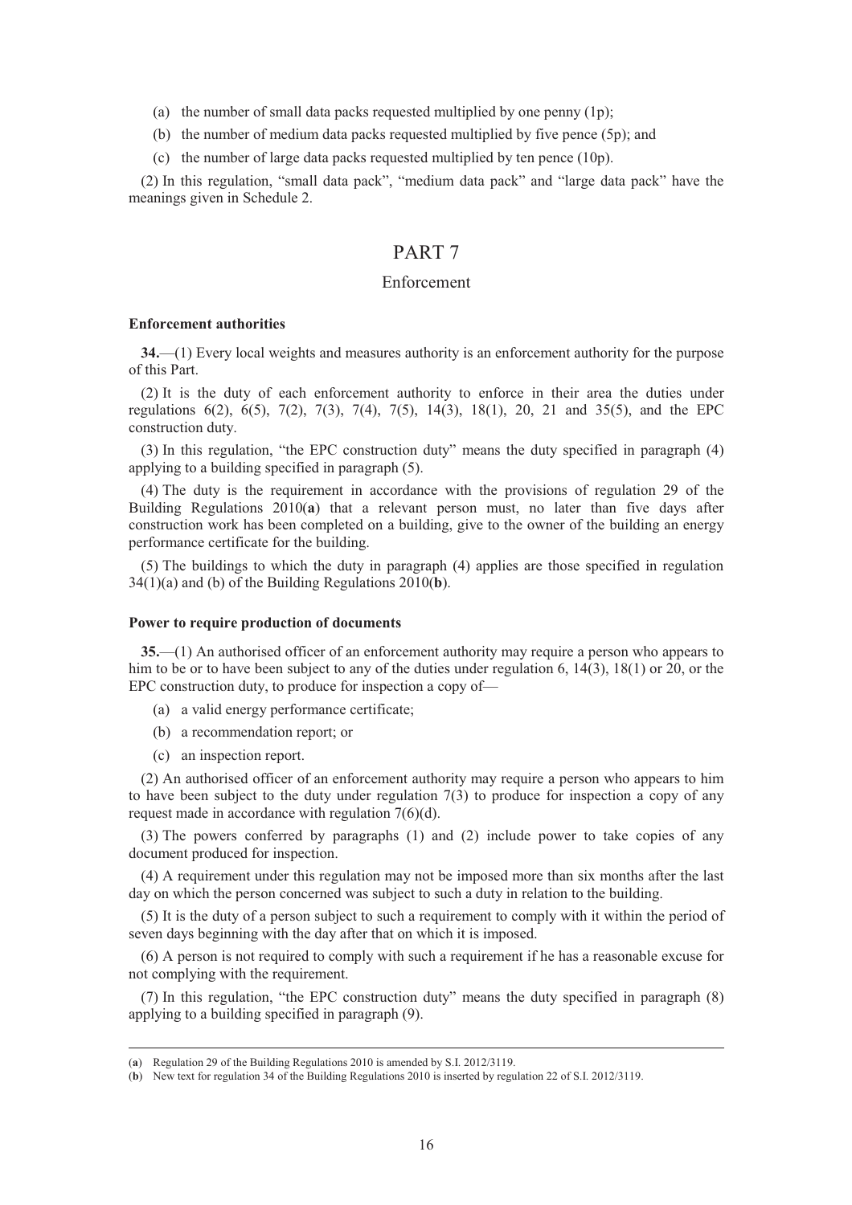(a) the number of small data packs requested multiplied by one penny (1p);

(b) the number of medium data packs requested multiplied by five pence (5p); and

(c) the number of large data packs requested multiplied by ten pence (10p).

(2) In this regulation, "small data pack", "medium data pack" and "large data pack" have the meanings given in Schedule 2.

# PART 7

## Enforcement

**Enforcement authorities**

**34.**—(1) Every local weights and measures authority is an enforcement authority for the purpose of this Part.

(2) It is the duty of each enforcement authority to enforce in their area the duties under regulations 6(2), 6(5), 7(2), 7(3), 7(4), 7(5), 14(3), 18(1), 20, 21 and 35(5), and the EPC construction duty.

(3) In this regulation, "the EPC construction duty" means the duty specified in paragraph (4) applying to a building specified in paragraph (5).

(4) The duty is the requirement in accordance with the provisions of regulation 29 of the Building Regulations 2010(**a**) that a relevant person must, no later than five days after construction work has been completed on a building, give to the owner of the building an energy performance certificate for the building.

(5) The buildings to which the duty in paragraph (4) applies are those specified in regulation 34(1)(a) and (b) of the Building Regulations 2010(**b**).

**Power to require production of documents**

**35.**—(1) An authorised officer of an enforcement authority may require a person who appears to him to be or to have been subject to any of the duties under regulation 6, 14(3), 18(1) or 20, or the EPC construction duty, to produce for inspection a copy of—

(a) a valid energy performance certificate;

(b) a recommendation report; or

(c) an inspection report.

(2) An authorised officer of an enforcement authority may require a person who appears to him to have been subject to the duty under regulation 7(3) to produce for inspection a copy of any request made in accordance with regulation 7(6)(d).

(3) The powers conferred by paragraphs (1) and (2) include power to take copies of any document produced for inspection.

(4) A requirement under this regulation may not be imposed more than six months after the last day on which the person concerned was subject to such a duty in relation to the building.

(5) It is the duty of a person subject to such a requirement to comply with it within the period of seven days beginning with the day after that on which it is imposed.

(6) A person is not required to comply with such a requirement if he has a reasonable excuse for not complying with the requirement.

(7) In this regulation, "the EPC construction duty" means the duty specified in paragraph (8) applying to a building specified in paragraph (9).

---

(**a**) Regulation 29 of the Building Regulations 2010 is amended by S.I. 2012/3119.

(**b**) New text for regulation 34 of the Building Regulations 2010 is inserted by regulation 22 of S.I. 2012/3119.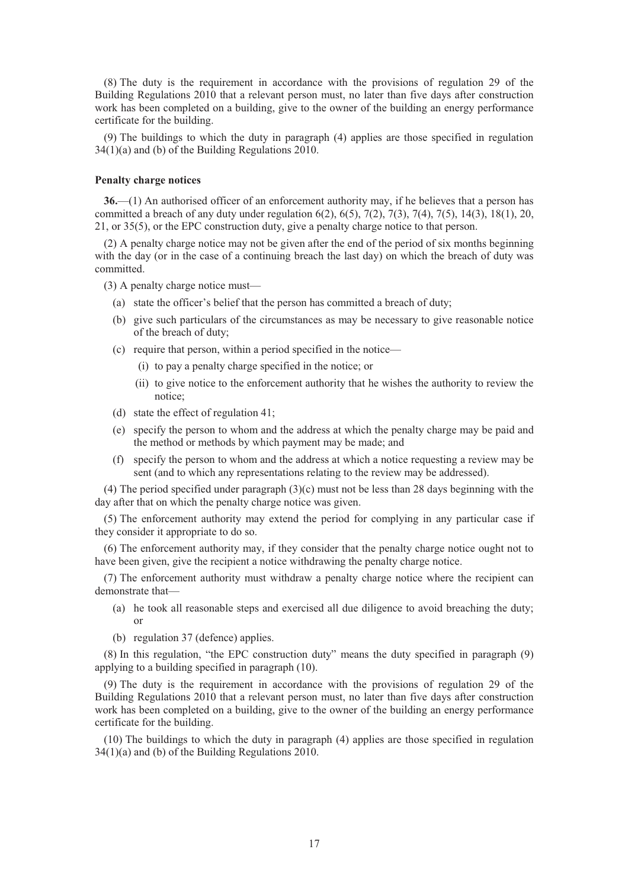(8) The duty is the requirement in accordance with the provisions of regulation 29 of the Building Regulations 2010 that a relevant person must, no later than five days after construction work has been completed on a building, give to the owner of the building an energy performance certificate for the building.

(9) The buildings to which the duty in paragraph (4) applies are those specified in regulation 34(1)(a) and (b) of the Building Regulations 2010.

**Penalty charge notices**

**36.**—(1) An authorised officer of an enforcement authority may, if he believes that a person has committed a breach of any duty under regulation 6(2), 6(5), 7(2), 7(3), 7(4), 7(5), 14(3), 18(1), 20, 21, or 35(5), or the EPC construction duty, give a penalty charge notice to that person.

(2) A penalty charge notice may not be given after the end of the period of six months beginning with the day (or in the case of a continuing breach the last day) on which the breach of duty was committed.

(3) A penalty charge notice must—

(a) state the officer's belief that the person has committed a breach of duty;

(b) give such particulars of the circumstances as may be necessary to give reasonable notice of the breach of duty;

(c) require that person, within a period specified in the notice—

(i) to pay a penalty charge specified in the notice; or

(ii) to give notice to the enforcement authority that he wishes the authority to review the notice;

(d) state the effect of regulation 41;

(e) specify the person to whom and the address at which the penalty charge may be paid and the method or methods by which payment may be made; and

(f) specify the person to whom and the address at which a notice requesting a review may be sent (and to which any representations relating to the review may be addressed).

(4) The period specified under paragraph (3)(c) must not be less than 28 days beginning with the day after that on which the penalty charge notice was given.

(5) The enforcement authority may extend the period for complying in any particular case if they consider it appropriate to do so.

(6) The enforcement authority may, if they consider that the penalty charge notice ought not to have been given, give the recipient a notice withdrawing the penalty charge notice.

(7) The enforcement authority must withdraw a penalty charge notice where the recipient can demonstrate that—

(a) he took all reasonable steps and exercised all due diligence to avoid breaching the duty; or

(b) regulation 37 (defence) applies.

(8) In this regulation, "the EPC construction duty" means the duty specified in paragraph (9) applying to a building specified in paragraph (10).

(9) The duty is the requirement in accordance with the provisions of regulation 29 of the Building Regulations 2010 that a relevant person must, no later than five days after construction work has been completed on a building, give to the owner of the building an energy performance certificate for the building.

(10) The buildings to which the duty in paragraph (4) applies are those specified in regulation 34(1)(a) and (b) of the Building Regulations 2010.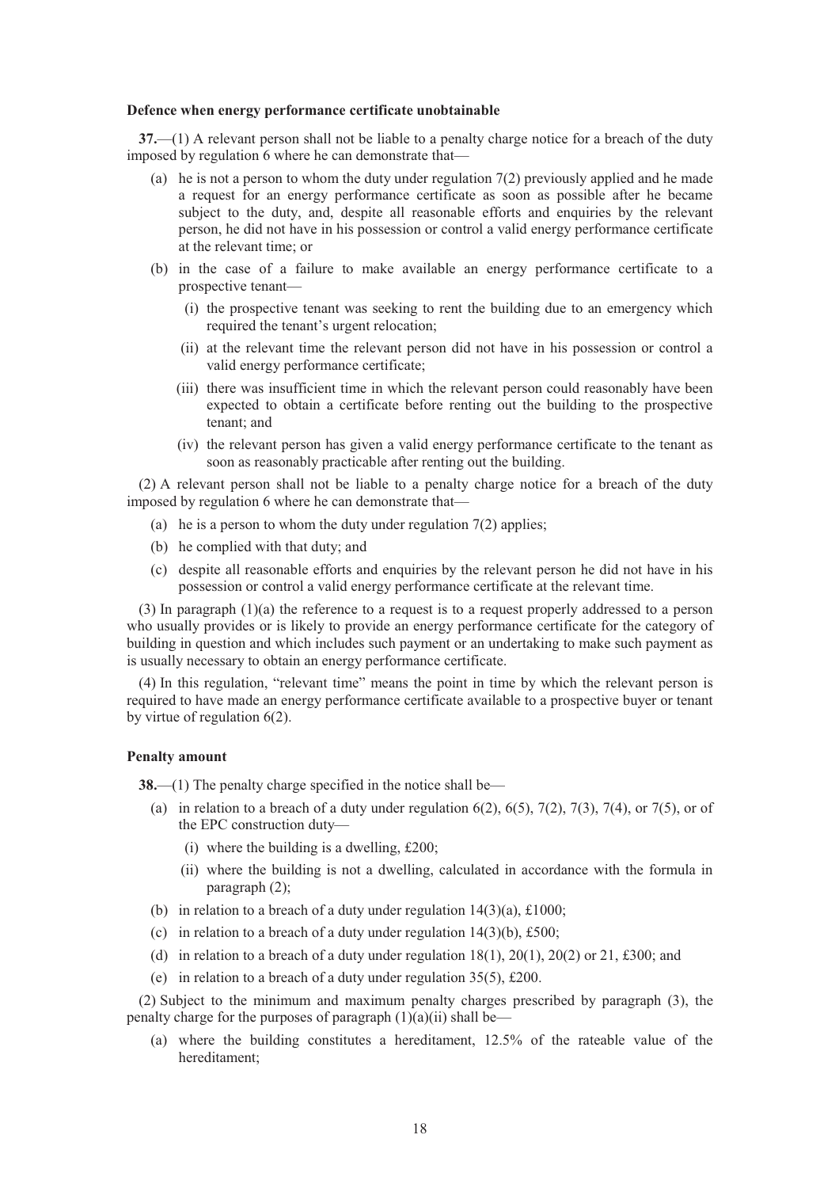**Defence when energy performance certificate unobtainable**

**37.**—(1) A relevant person shall not be liable to a penalty charge notice for a breach of the duty imposed by regulation 6 where he can demonstrate that—

(a) he is not a person to whom the duty under regulation 7(2) previously applied and he made a request for an energy performance certificate as soon as possible after he became subject to the duty, and, despite all reasonable efforts and enquiries by the relevant person, he did not have in his possession or control a valid energy performance certificate at the relevant time; or

(b) in the case of a failure to make available an energy performance certificate to a prospective tenant—

(i) the prospective tenant was seeking to rent the building due to an emergency which required the tenant's urgent relocation;

(ii) at the relevant time the relevant person did not have in his possession or control a valid energy performance certificate;

(iii) there was insufficient time in which the relevant person could reasonably have been expected to obtain a certificate before renting out the building to the prospective tenant; and

(iv) the relevant person has given a valid energy performance certificate to the tenant as soon as reasonably practicable after renting out the building.

(2) A relevant person shall not be liable to a penalty charge notice for a breach of the duty imposed by regulation 6 where he can demonstrate that—

(a) he is a person to whom the duty under regulation 7(2) applies;

(b) he complied with that duty; and

(c) despite all reasonable efforts and enquiries by the relevant person he did not have in his possession or control a valid energy performance certificate at the relevant time.

(3) In paragraph (1)(a) the reference to a request is to a request properly addressed to a person who usually provides or is likely to provide an energy performance certificate for the category of building in question and which includes such payment or an undertaking to make such payment as is usually necessary to obtain an energy performance certificate.

(4) In this regulation, "relevant time" means the point in time by which the relevant person is required to have made an energy performance certificate available to a prospective buyer or tenant by virtue of regulation 6(2).

**Penalty amount**

**38.**—(1) The penalty charge specified in the notice shall be—

(a) in relation to a breach of a duty under regulation 6(2), 6(5), 7(2), 7(3), 7(4), or 7(5), or of the EPC construction duty—

(i) where the building is a dwelling, £200;

(ii) where the building is not a dwelling, calculated in accordance with the formula in paragraph (2);

(b) in relation to a breach of a duty under regulation 14(3)(a), £1000;

(c) in relation to a breach of a duty under regulation 14(3)(b), £500;

(d) in relation to a breach of a duty under regulation 18(1), 20(1), 20(2) or 21, £300; and

(e) in relation to a breach of a duty under regulation 35(5), £200.

(2) Subject to the minimum and maximum penalty charges prescribed by paragraph (3), the penalty charge for the purposes of paragraph (1)(a)(ii) shall be—

(a) where the building constitutes a hereditament, 12.5% of the rateable value of the hereditament;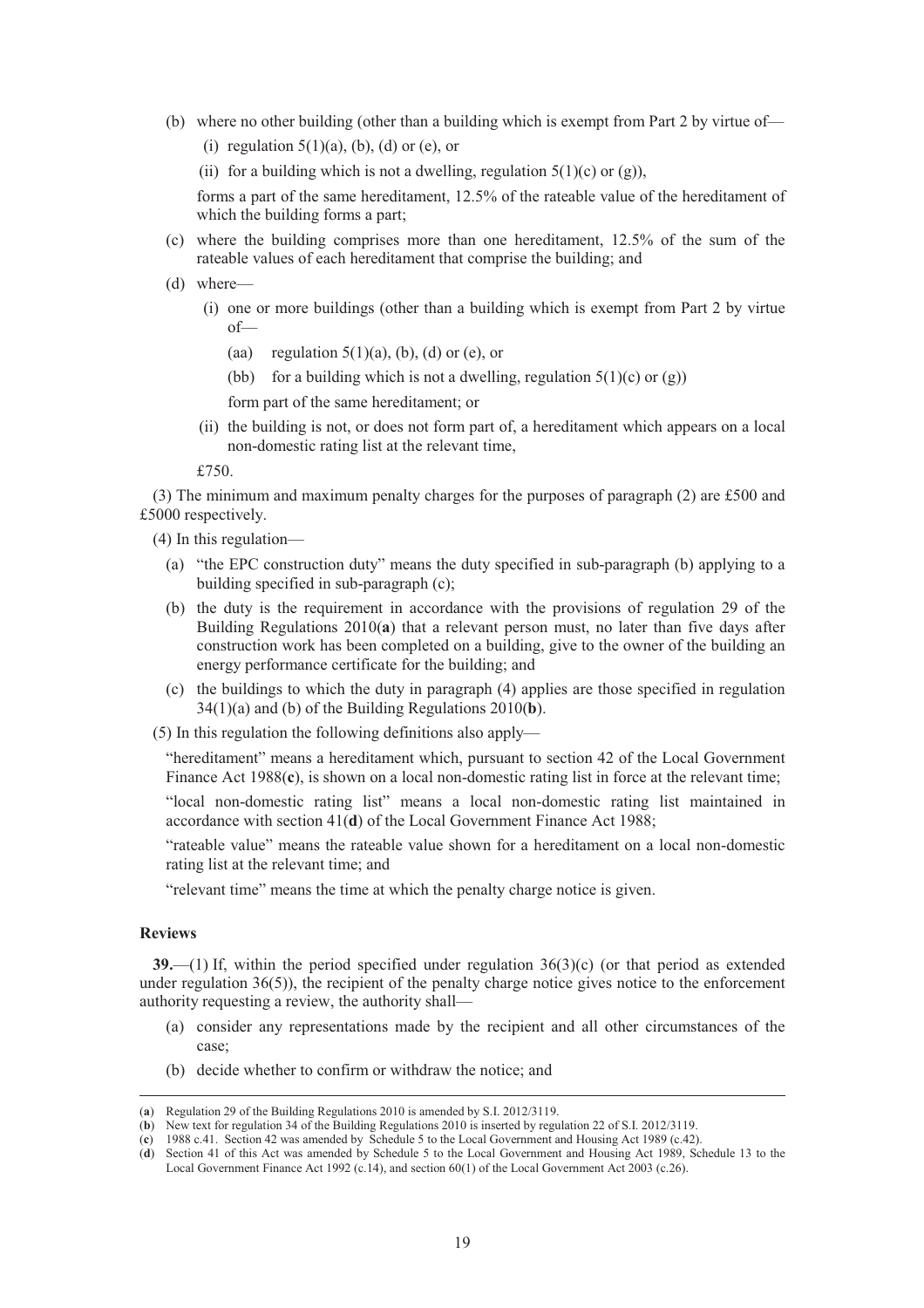(b) where no other building (other than a building which is exempt from Part 2 by virtue of—

(i) regulation 5(1)(a), (b), (d) or (e), or

(ii) for a building which is not a dwelling, regulation 5(1)(c) or (g)),

forms a part of the same hereditament, 12.5% of the rateable value of the hereditament of which the building forms a part;

(c) where the building comprises more than one hereditament, 12.5% of the sum of the rateable values of each hereditament that comprise the building; and

(d) where—

(i) one or more buildings (other than a building which is exempt from Part 2 by virtue of—

(aa) regulation 5(1)(a), (b), (d) or (e), or

(bb) for a building which is not a dwelling, regulation 5(1)(c) or (g))

form part of the same hereditament; or

(ii) the building is not, or does not form part of, a hereditament which appears on a local non-domestic rating list at the relevant time,

£750.

(3) The minimum and maximum penalty charges for the purposes of paragraph (2) are £500 and £5000 respectively.

(4) In this regulation—

(a) "the EPC construction duty" means the duty specified in sub-paragraph (b) applying to a building specified in sub-paragraph (c);

(b) the duty is the requirement in accordance with the provisions of regulation 29 of the Building Regulations 2010(**a**) that a relevant person must, no later than five days after construction work has been completed on a building, give to the owner of the building an energy performance certificate for the building; and

(c) the buildings to which the duty in paragraph (4) applies are those specified in regulation 34(1)(a) and (b) of the Building Regulations 2010(**b**).

(5) In this regulation the following definitions also apply—

"hereditament" means a hereditament which, pursuant to section 42 of the Local Government Finance Act 1988(**c**), is shown on a local non-domestic rating list in force at the relevant time;

"local non-domestic rating list" means a local non-domestic rating list maintained in accordance with section 41(**d**) of the Local Government Finance Act 1988;

"rateable value" means the rateable value shown for a hereditament on a local non-domestic rating list at the relevant time; and

"relevant time" means the time at which the penalty charge notice is given.

### Reviews

**39.**—(1) If, within the period specified under regulation 36(3)(c) (or that period as extended under regulation 36(5)), the recipient of the penalty charge notice gives notice to the enforcement authority requesting a review, the authority shall—

(a) consider any representations made by the recipient and all other circumstances of the case;

(b) decide whether to confirm or withdraw the notice; and

---

(**a**) Regulation 29 of the Building Regulations 2010 is amended by S.I. 2012/3119.

(**b**) New text for regulation 34 of the Building Regulations 2010 is inserted by regulation 22 of S.I. 2012/3119.

(**c**) 1988 c.41. Section 42 was amended by Schedule 5 to the Local Government and Housing Act 1989 (c.42).

(**d**) Section 41 of this Act was amended by Schedule 5 to the Local Government and Housing Act 1989, Schedule 13 to the Local Government Finance Act 1992 (c.14), and section 60(1) of the Local Government Act 2003 (c.26).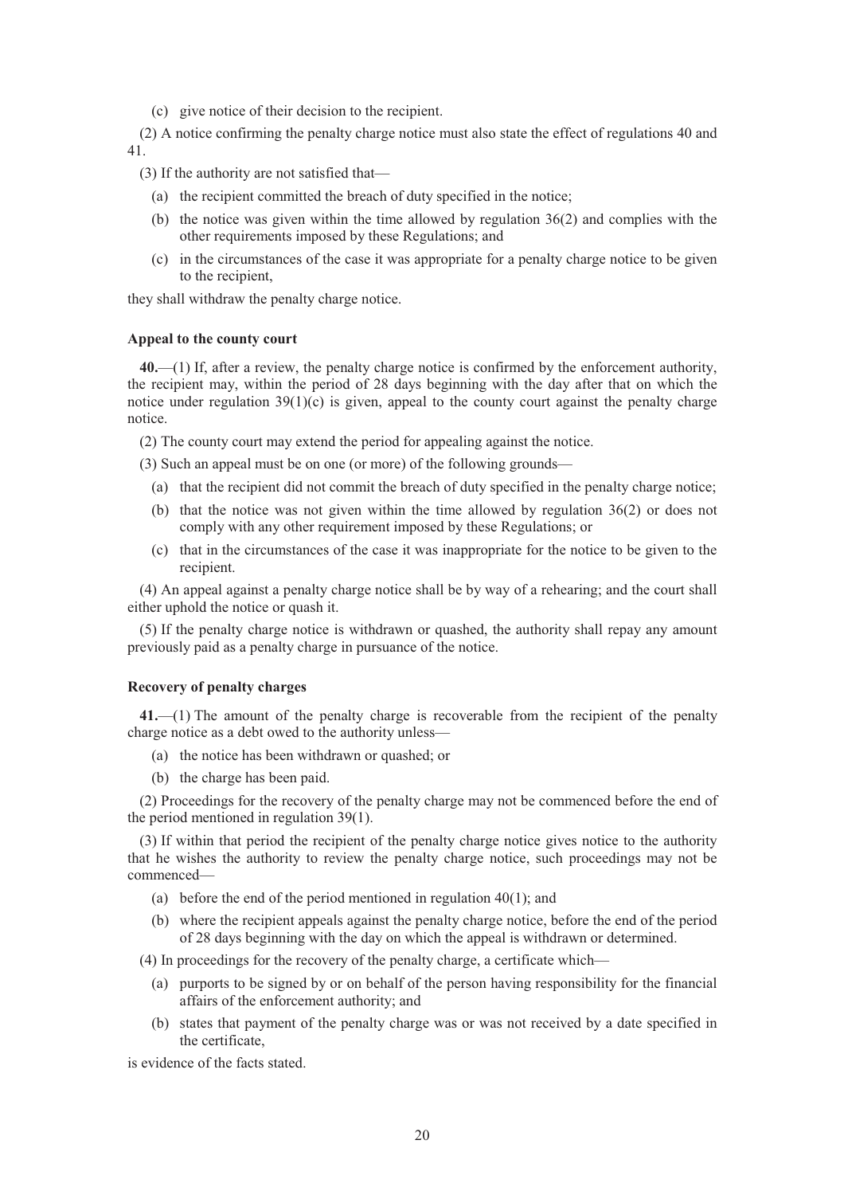(c) give notice of their decision to the recipient.

(2) A notice confirming the penalty charge notice must also state the effect of regulations 40 and 41.

(3) If the authority are not satisfied that—

(a) the recipient committed the breach of duty specified in the notice;

(b) the notice was given within the time allowed by regulation 36(2) and complies with the other requirements imposed by these Regulations; and

(c) in the circumstances of the case it was appropriate for a penalty charge notice to be given to the recipient,

they shall withdraw the penalty charge notice.

**Appeal to the county court**

**40.**—(1) If, after a review, the penalty charge notice is confirmed by the enforcement authority, the recipient may, within the period of 28 days beginning with the day after that on which the notice under regulation 39(1)(c) is given, appeal to the county court against the penalty charge notice.

(2) The county court may extend the period for appealing against the notice.

(3) Such an appeal must be on one (or more) of the following grounds—

(a) that the recipient did not commit the breach of duty specified in the penalty charge notice;

(b) that the notice was not given within the time allowed by regulation 36(2) or does not comply with any other requirement imposed by these Regulations; or

(c) that in the circumstances of the case it was inappropriate for the notice to be given to the recipient.

(4) An appeal against a penalty charge notice shall be by way of a rehearing; and the court shall either uphold the notice or quash it.

(5) If the penalty charge notice is withdrawn or quashed, the authority shall repay any amount previously paid as a penalty charge in pursuance of the notice.

**Recovery of penalty charges**

**41.**—(1) The amount of the penalty charge is recoverable from the recipient of the penalty charge notice as a debt owed to the authority unless—

(a) the notice has been withdrawn or quashed; or

(b) the charge has been paid.

(2) Proceedings for the recovery of the penalty charge may not be commenced before the end of the period mentioned in regulation 39(1).

(3) If within that period the recipient of the penalty charge notice gives notice to the authority that he wishes the authority to review the penalty charge notice, such proceedings may not be commenced—

(a) before the end of the period mentioned in regulation 40(1); and

(b) where the recipient appeals against the penalty charge notice, before the end of the period of 28 days beginning with the day on which the appeal is withdrawn or determined.

(4) In proceedings for the recovery of the penalty charge, a certificate which—

(a) purports to be signed by or on behalf of the person having responsibility for the financial affairs of the enforcement authority; and

(b) states that payment of the penalty charge was or was not received by a date specified in the certificate,

is evidence of the facts stated.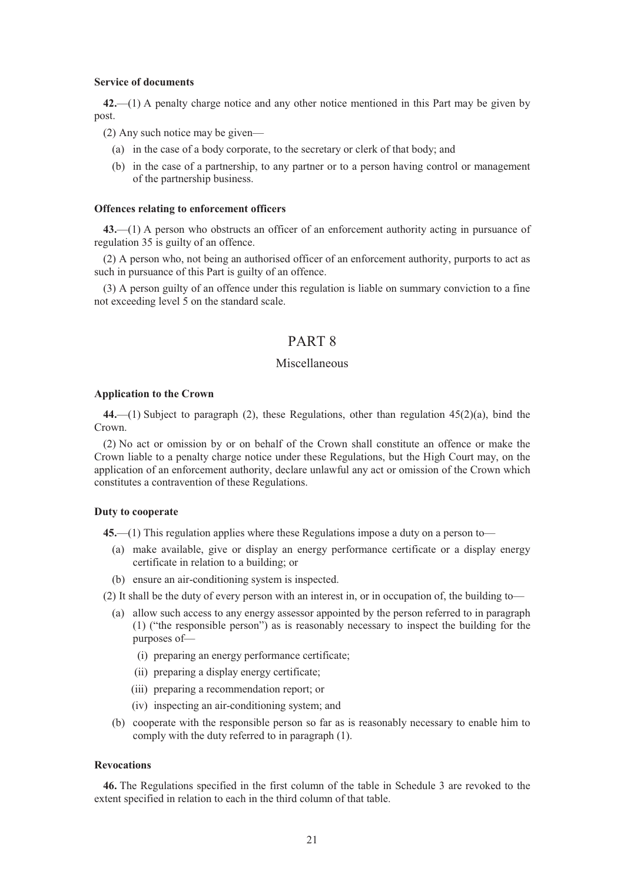**Service of documents**

**42.**—(1) A penalty charge notice and any other notice mentioned in this Part may be given by post.

(2) Any such notice may be given—

(a) in the case of a body corporate, to the secretary or clerk of that body; and

(b) in the case of a partnership, to any partner or to a person having control or management of the partnership business.

**Offences relating to enforcement officers**

**43.**—(1) A person who obstructs an officer of an enforcement authority acting in pursuance of regulation 35 is guilty of an offence.

(2) A person who, not being an authorised officer of an enforcement authority, purports to act as such in pursuance of this Part is guilty of an offence.

(3) A person guilty of an offence under this regulation is liable on summary conviction to a fine not exceeding level 5 on the standard scale.

# PART 8

## Miscellaneous

**Application to the Crown**

**44.**—(1) Subject to paragraph (2), these Regulations, other than regulation 45(2)(a), bind the Crown.

(2) No act or omission by or on behalf of the Crown shall constitute an offence or make the Crown liable to a penalty charge notice under these Regulations, but the High Court may, on the application of an enforcement authority, declare unlawful any act or omission of the Crown which constitutes a contravention of these Regulations.

**Duty to cooperate**

**45.**—(1) This regulation applies where these Regulations impose a duty on a person to—

(a) make available, give or display an energy performance certificate or a display energy certificate in relation to a building; or

(b) ensure an air-conditioning system is inspected.

(2) It shall be the duty of every person with an interest in, or in occupation of, the building to—

(a) allow such access to any energy assessor appointed by the person referred to in paragraph (1) ("the responsible person") as is reasonably necessary to inspect the building for the purposes of—

(i) preparing an energy performance certificate;

(ii) preparing a display energy certificate;

(iii) preparing a recommendation report; or

(iv) inspecting an air-conditioning system; and

(b) cooperate with the responsible person so far as is reasonably necessary to enable him to comply with the duty referred to in paragraph (1).

**Revocations**

**46.** The Regulations specified in the first column of the table in Schedule 3 are revoked to the extent specified in relation to each in the third column of that table.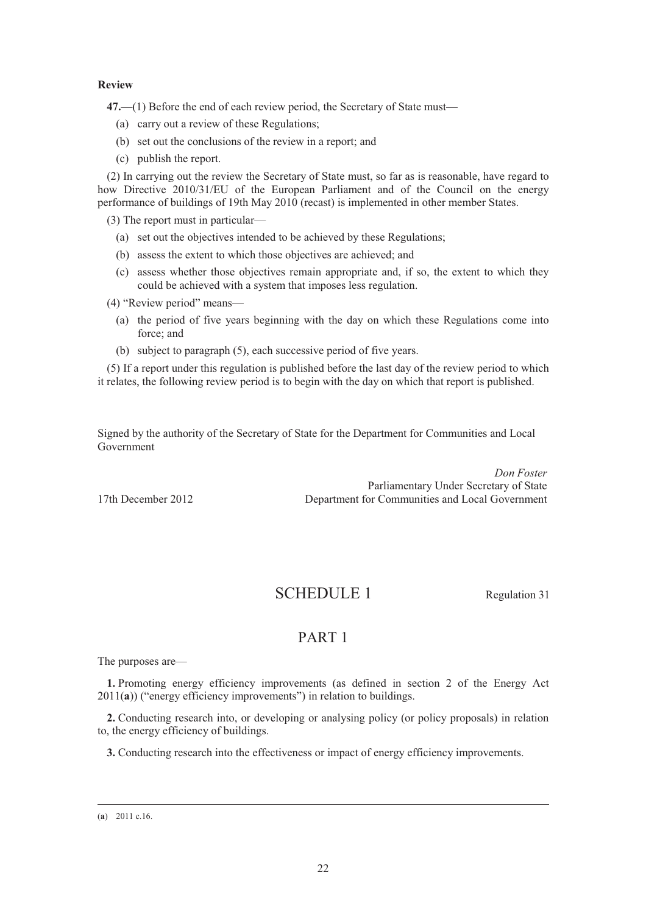**Review**

**47.**—(1) Before the end of each review period, the Secretary of State must—

(a) carry out a review of these Regulations;

(b) set out the conclusions of the review in a report; and

(c) publish the report.

(2) In carrying out the review the Secretary of State must, so far as is reasonable, have regard to how Directive 2010/31/EU of the European Parliament and of the Council on the energy performance of buildings of 19th May 2010 (recast) is implemented in other member States.

(3) The report must in particular—

(a) set out the objectives intended to be achieved by these Regulations;

(b) assess the extent to which those objectives are achieved; and

(c) assess whether those objectives remain appropriate and, if so, the extent to which they could be achieved with a system that imposes less regulation.

(4) "Review period" means—

(a) the period of five years beginning with the day on which these Regulations come into force; and

(b) subject to paragraph (5), each successive period of five years.

(5) If a report under this regulation is published before the last day of the review period to which it relates, the following review period is to begin with the day on which that report is published.

Signed by the authority of the Secretary of State for the Department for Communities and Local Government

*Don Foster*
Parliamentary Under Secretary of State
Department for Communities and Local Government

17th December 2012

# SCHEDULE 1

Regulation 31

## PART 1

The purposes are—

**1.** Promoting energy efficiency improvements (as defined in section 2 of the Energy Act 2011(**a**)) ("energy efficiency improvements") in relation to buildings.

**2.** Conducting research into, or developing or analysing policy (or policy proposals) in relation to, the energy efficiency of buildings.

**3.** Conducting research into the effectiveness or impact of energy efficiency improvements.

---

(**a**) 2011 c.16.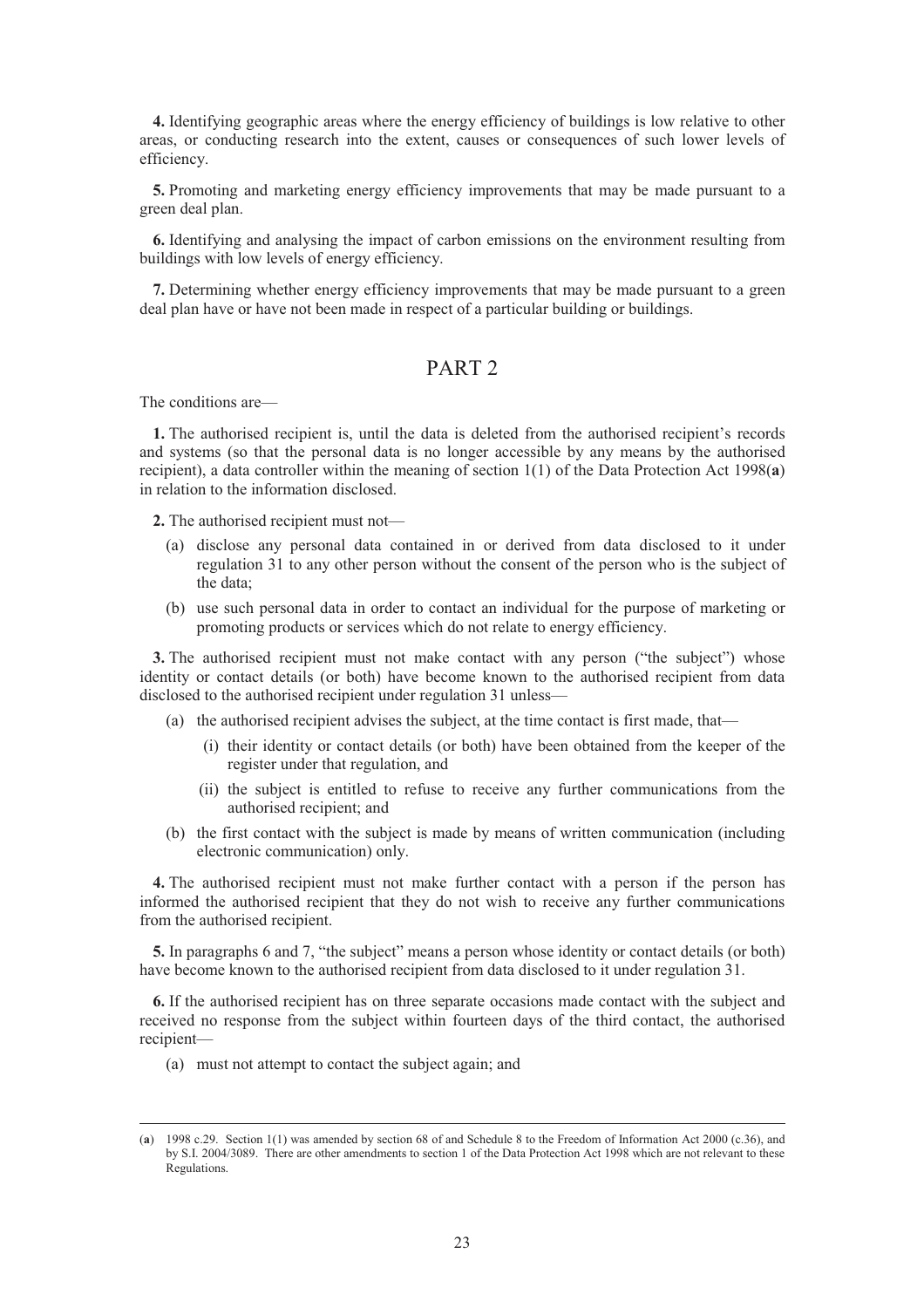**4.** Identifying geographic areas where the energy efficiency of buildings is low relative to other areas, or conducting research into the extent, causes or consequences of such lower levels of efficiency.

**5.** Promoting and marketing energy efficiency improvements that may be made pursuant to a green deal plan.

**6.** Identifying and analysing the impact of carbon emissions on the environment resulting from buildings with low levels of energy efficiency.

**7.** Determining whether energy efficiency improvements that may be made pursuant to a green deal plan have or have not been made in respect of a particular building or buildings.

## PART 2

The conditions are—

**1.** The authorised recipient is, until the data is deleted from the authorised recipient's records and systems (so that the personal data is no longer accessible by any means by the authorised recipient), a data controller within the meaning of section 1(1) of the Data Protection Act 1998(**a**) in relation to the information disclosed.

**2.** The authorised recipient must not—

(a) disclose any personal data contained in or derived from data disclosed to it under regulation 31 to any other person without the consent of the person who is the subject of the data;

(b) use such personal data in order to contact an individual for the purpose of marketing or promoting products or services which do not relate to energy efficiency.

**3.** The authorised recipient must not make contact with any person ("the subject") whose identity or contact details (or both) have become known to the authorised recipient from data disclosed to the authorised recipient under regulation 31 unless—

(a) the authorised recipient advises the subject, at the time contact is first made, that—

(i) their identity or contact details (or both) have been obtained from the keeper of the register under that regulation, and

(ii) the subject is entitled to refuse to receive any further communications from the authorised recipient; and

(b) the first contact with the subject is made by means of written communication (including electronic communication) only.

**4.** The authorised recipient must not make further contact with a person if the person has informed the authorised recipient that they do not wish to receive any further communications from the authorised recipient.

**5.** In paragraphs 6 and 7, "the subject" means a person whose identity or contact details (or both) have become known to the authorised recipient from data disclosed to it under regulation 31.

**6.** If the authorised recipient has on three separate occasions made contact with the subject and received no response from the subject within fourteen days of the third contact, the authorised recipient—

(a) must not attempt to contact the subject again; and

---

(**a**) 1998 c.29. Section 1(1) was amended by section 68 of and Schedule 8 to the Freedom of Information Act 2000 (c.36), and by S.I. 2004/3089. There are other amendments to section 1 of the Data Protection Act 1998 which are not relevant to these Regulations.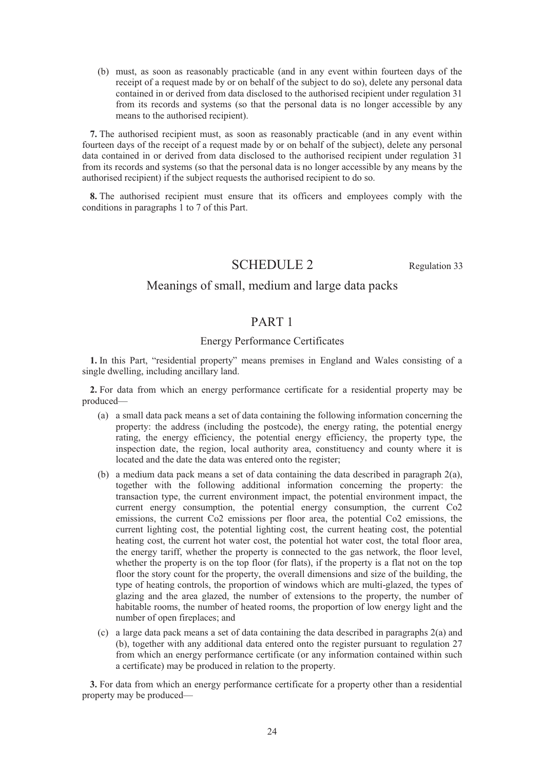(b) must, as soon as reasonably practicable (and in any event within fourteen days of the receipt of a request made by or on behalf of the subject to do so), delete any personal data contained in or derived from data disclosed to the authorised recipient under regulation 31 from its records and systems (so that the personal data is no longer accessible by any means to the authorised recipient).

**7.** The authorised recipient must, as soon as reasonably practicable (and in any event within fourteen days of the receipt of a request made by or on behalf of the subject), delete any personal data contained in or derived from data disclosed to the authorised recipient under regulation 31 from its records and systems (so that the personal data is no longer accessible by any means by the authorised recipient) if the subject requests the authorised recipient to do so.

**8.** The authorised recipient must ensure that its officers and employees comply with the conditions in paragraphs 1 to 7 of this Part.

# SCHEDULE 2

Regulation 33

## Meanings of small, medium and large data packs

## PART 1

### Energy Performance Certificates

**1.** In this Part, "residential property" means premises in England and Wales consisting of a single dwelling, including ancillary land.

**2.** For data from which an energy performance certificate for a residential property may be produced—

(a) a small data pack means a set of data containing the following information concerning the property: the address (including the postcode), the energy rating, the potential energy rating, the energy efficiency, the potential energy efficiency, the property type, the inspection date, the region, local authority area, constituency and county where it is located and the date the data was entered onto the register;

(b) a medium data pack means a set of data containing the data described in paragraph 2(a), together with the following additional information concerning the property: the transaction type, the current environment impact, the potential environment impact, the current energy consumption, the potential energy consumption, the current Co2 emissions, the current Co2 emissions per floor area, the potential Co2 emissions, the current lighting cost, the potential lighting cost, the current heating cost, the potential heating cost, the current hot water cost, the potential hot water cost, the total floor area, the energy tariff, whether the property is connected to the gas network, the floor level, whether the property is on the top floor (for flats), if the property is a flat not on the top floor the story count for the property, the overall dimensions and size of the building, the type of heating controls, the proportion of windows which are multi-glazed, the types of glazing and the area glazed, the number of extensions to the property, the number of habitable rooms, the number of heated rooms, the proportion of low energy light and the number of open fireplaces; and

(c) a large data pack means a set of data containing the data described in paragraphs 2(a) and (b), together with any additional data entered onto the register pursuant to regulation 27 from which an energy performance certificate (or any information contained within such a certificate) may be produced in relation to the property.

**3.** For data from which an energy performance certificate for a property other than a residential property may be produced—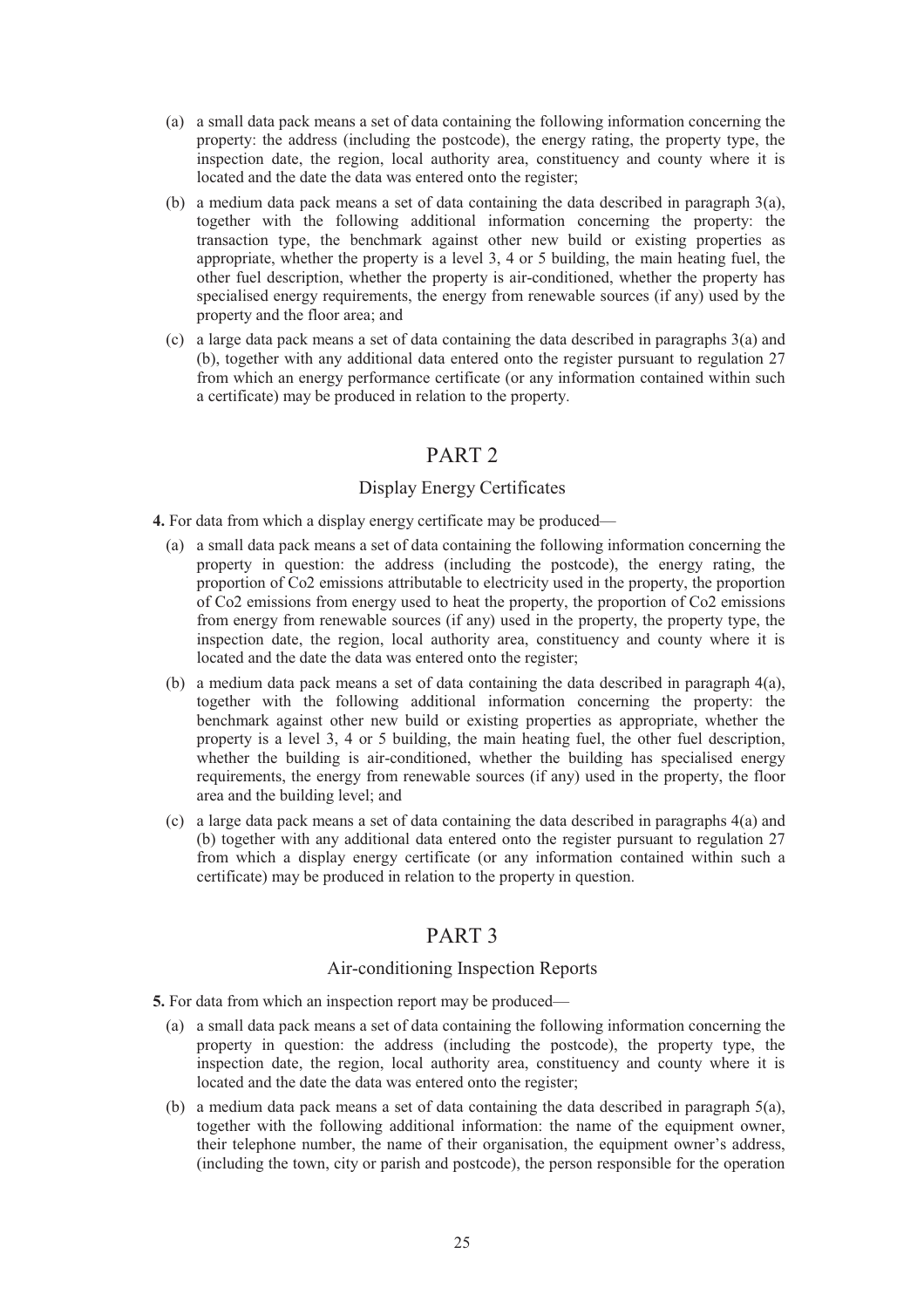(a) a small data pack means a set of data containing the following information concerning the property: the address (including the postcode), the energy rating, the property type, the inspection date, the region, local authority area, constituency and county where it is located and the date the data was entered onto the register;

(b) a medium data pack means a set of data containing the data described in paragraph 3(a), together with the following additional information concerning the property: the transaction type, the benchmark against other new build or existing properties as appropriate, whether the property is a level 3, 4 or 5 building, the main heating fuel, the other fuel description, whether the property is air-conditioned, whether the property has specialised energy requirements, the energy from renewable sources (if any) used by the property and the floor area; and

(c) a large data pack means a set of data containing the data described in paragraphs 3(a) and (b), together with any additional data entered onto the register pursuant to regulation 27 from which an energy performance certificate (or any information contained within such a certificate) may be produced in relation to the property.

## PART 2

### Display Energy Certificates

**4.** For data from which a display energy certificate may be produced—

(a) a small data pack means a set of data containing the following information concerning the property in question: the address (including the postcode), the energy rating, the proportion of Co2 emissions attributable to electricity used in the property, the proportion of Co2 emissions from energy used to heat the property, the proportion of Co2 emissions from energy from renewable sources (if any) used in the property, the property type, the inspection date, the region, local authority area, constituency and county where it is located and the date the data was entered onto the register;

(b) a medium data pack means a set of data containing the data described in paragraph 4(a), together with the following additional information concerning the property: the benchmark against other new build or existing properties as appropriate, whether the property is a level 3, 4 or 5 building, the main heating fuel, the other fuel description, whether the building is air-conditioned, whether the building has specialised energy requirements, the energy from renewable sources (if any) used in the property, the floor area and the building level; and

(c) a large data pack means a set of data containing the data described in paragraphs 4(a) and (b) together with any additional data entered onto the register pursuant to regulation 27 from which a display energy certificate (or any information contained within such a certificate) may be produced in relation to the property in question.

## PART 3

### Air-conditioning Inspection Reports

**5.** For data from which an inspection report may be produced—

(a) a small data pack means a set of data containing the following information concerning the property in question: the address (including the postcode), the property type, the inspection date, the region, local authority area, constituency and county where it is located and the date the data was entered onto the register;

(b) a medium data pack means a set of data containing the data described in paragraph 5(a), together with the following additional information: the name of the equipment owner, their telephone number, the name of their organisation, the equipment owner's address, (including the town, city or parish and postcode), the person responsible for the operation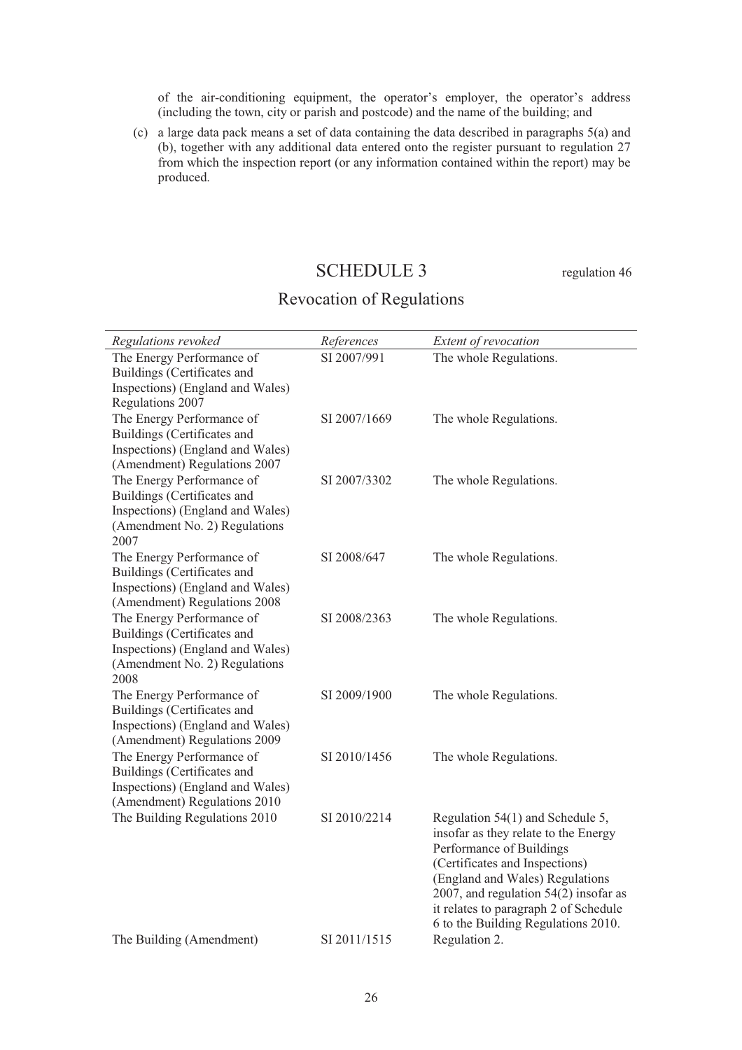of the air-conditioning equipment, the operator's employer, the operator's address (including the town, city or parish and postcode) and the name of the building; and

(c) a large data pack means a set of data containing the data described in paragraphs 5(a) and (b), together with any additional data entered onto the register pursuant to regulation 27 from which the inspection report (or any information contained within the report) may be produced.

## SCHEDULE 3

regulation 46

## Revocation of Regulations

| *Regulations revoked* | *References* | *Extent of revocation* |
|---|---|---|
| The Energy Performance of Buildings (Certificates and Inspections) (England and Wales) Regulations 2007 | SI 2007/991 | The whole Regulations. |
| The Energy Performance of Buildings (Certificates and Inspections) (England and Wales) (Amendment) Regulations 2007 | SI 2007/1669 | The whole Regulations. |
| The Energy Performance of Buildings (Certificates and Inspections) (England and Wales) (Amendment No. 2) Regulations 2007 | SI 2007/3302 | The whole Regulations. |
| The Energy Performance of Buildings (Certificates and Inspections) (England and Wales) (Amendment) Regulations 2008 | SI 2008/647 | The whole Regulations. |
| The Energy Performance of Buildings (Certificates and Inspections) (England and Wales) (Amendment No. 2) Regulations 2008 | SI 2008/2363 | The whole Regulations. |
| The Energy Performance of Buildings (Certificates and Inspections) (England and Wales) (Amendment) Regulations 2009 | SI 2009/1900 | The whole Regulations. |
| The Energy Performance of Buildings (Certificates and Inspections) (England and Wales) (Amendment) Regulations 2010 | SI 2010/1456 | The whole Regulations. |
| The Building Regulations 2010 | SI 2010/2214 | Regulation 54(1) and Schedule 5, insofar as they relate to the Energy Performance of Buildings (Certificates and Inspections) (England and Wales) Regulations 2007, and regulation 54(2) insofar as it relates to paragraph 2 of Schedule 6 to the Building Regulations 2010. |
| The Building (Amendment) | SI 2011/1515 | Regulation 2. |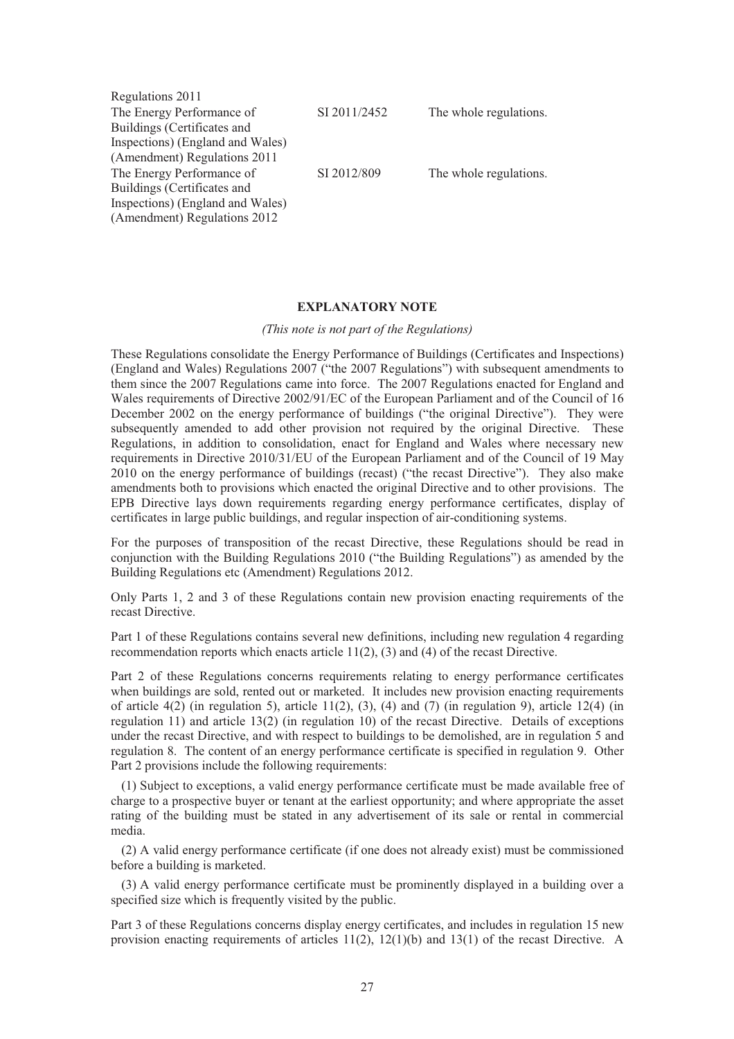| | | |
|---|---|---|
| Regulations 2011 | | |
| The Energy Performance of Buildings (Certificates and Inspections) (England and Wales) (Amendment) Regulations 2011 | SI 2011/2452 | The whole regulations. |
| The Energy Performance of Buildings (Certificates and Inspections) (England and Wales) (Amendment) Regulations 2012 | SI 2012/809 | The whole regulations. |

## EXPLANATORY NOTE

*(This note is not part of the Regulations)*

These Regulations consolidate the Energy Performance of Buildings (Certificates and Inspections) (England and Wales) Regulations 2007 ("the 2007 Regulations") with subsequent amendments to them since the 2007 Regulations came into force. The 2007 Regulations enacted for England and Wales requirements of Directive 2002/91/EC of the European Parliament and of the Council of 16 December 2002 on the energy performance of buildings ("the original Directive"). They were subsequently amended to add other provision not required by the original Directive. These Regulations, in addition to consolidation, enact for England and Wales where necessary new requirements in Directive 2010/31/EU of the European Parliament and of the Council of 19 May 2010 on the energy performance of buildings (recast) ("the recast Directive"). They also make amendments both to provisions which enacted the original Directive and to other provisions. The EPB Directive lays down requirements regarding energy performance certificates, display of certificates in large public buildings, and regular inspection of air-conditioning systems.

For the purposes of transposition of the recast Directive, these Regulations should be read in conjunction with the Building Regulations 2010 ("the Building Regulations") as amended by the Building Regulations etc (Amendment) Regulations 2012.

Only Parts 1, 2 and 3 of these Regulations contain new provision enacting requirements of the recast Directive.

Part 1 of these Regulations contains several new definitions, including new regulation 4 regarding recommendation reports which enacts article 11(2), (3) and (4) of the recast Directive.

Part 2 of these Regulations concerns requirements relating to energy performance certificates when buildings are sold, rented out or marketed. It includes new provision enacting requirements of article 4(2) (in regulation 5), article 11(2), (3), (4) and (7) (in regulation 9), article 12(4) (in regulation 11) and article 13(2) (in regulation 10) of the recast Directive. Details of exceptions under the recast Directive, and with respect to buildings to be demolished, are in regulation 5 and regulation 8. The content of an energy performance certificate is specified in regulation 9. Other Part 2 provisions include the following requirements:

(1) Subject to exceptions, a valid energy performance certificate must be made available free of charge to a prospective buyer or tenant at the earliest opportunity; and where appropriate the asset rating of the building must be stated in any advertisement of its sale or rental in commercial media.

(2) A valid energy performance certificate (if one does not already exist) must be commissioned before a building is marketed.

(3) A valid energy performance certificate must be prominently displayed in a building over a specified size which is frequently visited by the public.

Part 3 of these Regulations concerns display energy certificates, and includes in regulation 15 new provision enacting requirements of articles 11(2), 12(1)(b) and 13(1) of the recast Directive. A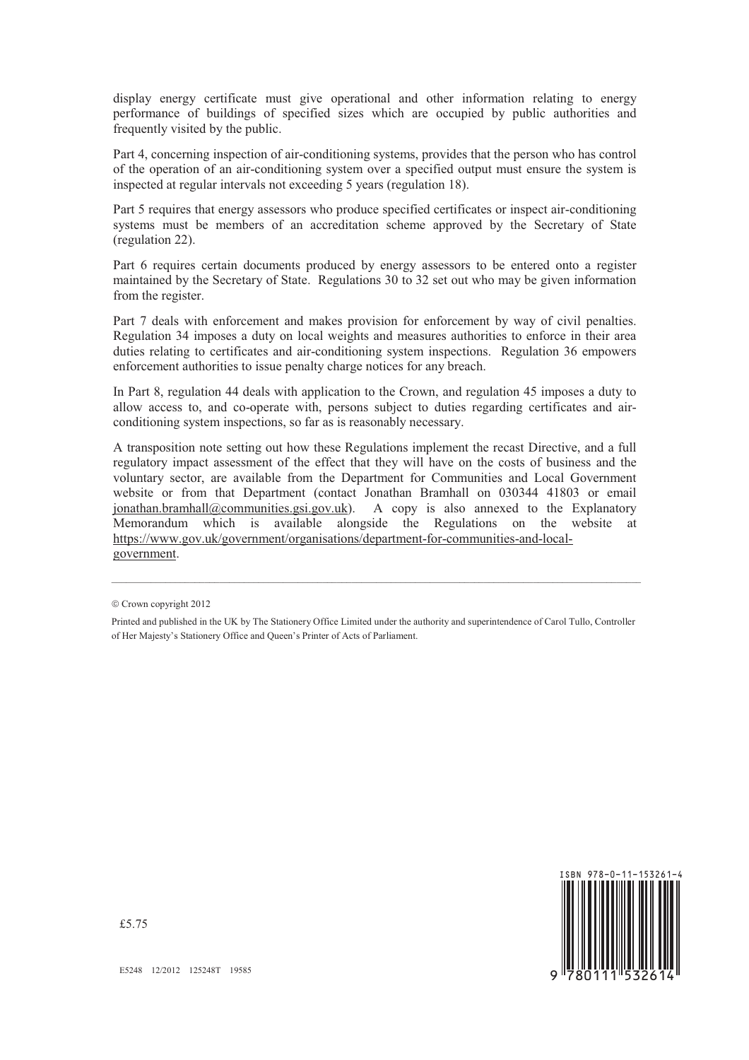display energy certificate must give operational and other information relating to energy performance of buildings of specified sizes which are occupied by public authorities and frequently visited by the public.

Part 4, concerning inspection of air-conditioning systems, provides that the person who has control of the operation of an air-conditioning system over a specified output must ensure the system is inspected at regular intervals not exceeding 5 years (regulation 18).

Part 5 requires that energy assessors who produce specified certificates or inspect air-conditioning systems must be members of an accreditation scheme approved by the Secretary of State (regulation 22).

Part 6 requires certain documents produced by energy assessors to be entered onto a register maintained by the Secretary of State. Regulations 30 to 32 set out who may be given information from the register.

Part 7 deals with enforcement and makes provision for enforcement by way of civil penalties. Regulation 34 imposes a duty on local weights and measures authorities to enforce in their area duties relating to certificates and air-conditioning system inspections. Regulation 36 empowers enforcement authorities to issue penalty charge notices for any breach.

In Part 8, regulation 44 deals with application to the Crown, and regulation 45 imposes a duty to allow access to, and co-operate with, persons subject to duties regarding certificates and air-conditioning system inspections, so far as is reasonably necessary.

A transposition note setting out how these Regulations implement the recast Directive, and a full regulatory impact assessment of the effect that they will have on the costs of business and the voluntary sector, are available from the Department for Communities and Local Government website or from that Department (contact Jonathan Bramhall on 030344 41803 or email jonathan.bramhall@communities.gsi.gov.uk). A copy is also annexed to the Explanatory Memorandum which is available alongside the Regulations on the website at https://www.gov.uk/government/organisations/department-for-communities-and-local-government.

---

© Crown copyright 2012

Printed and published in the UK by The Stationery Office Limited under the authority and superintendence of Carol Tullo, Controller of Her Majesty's Stationery Office and Queen's Printer of Acts of Parliament.

£5.75

ISBN 978-0-11-153261-4

E5248 12/2012 125248T 19585